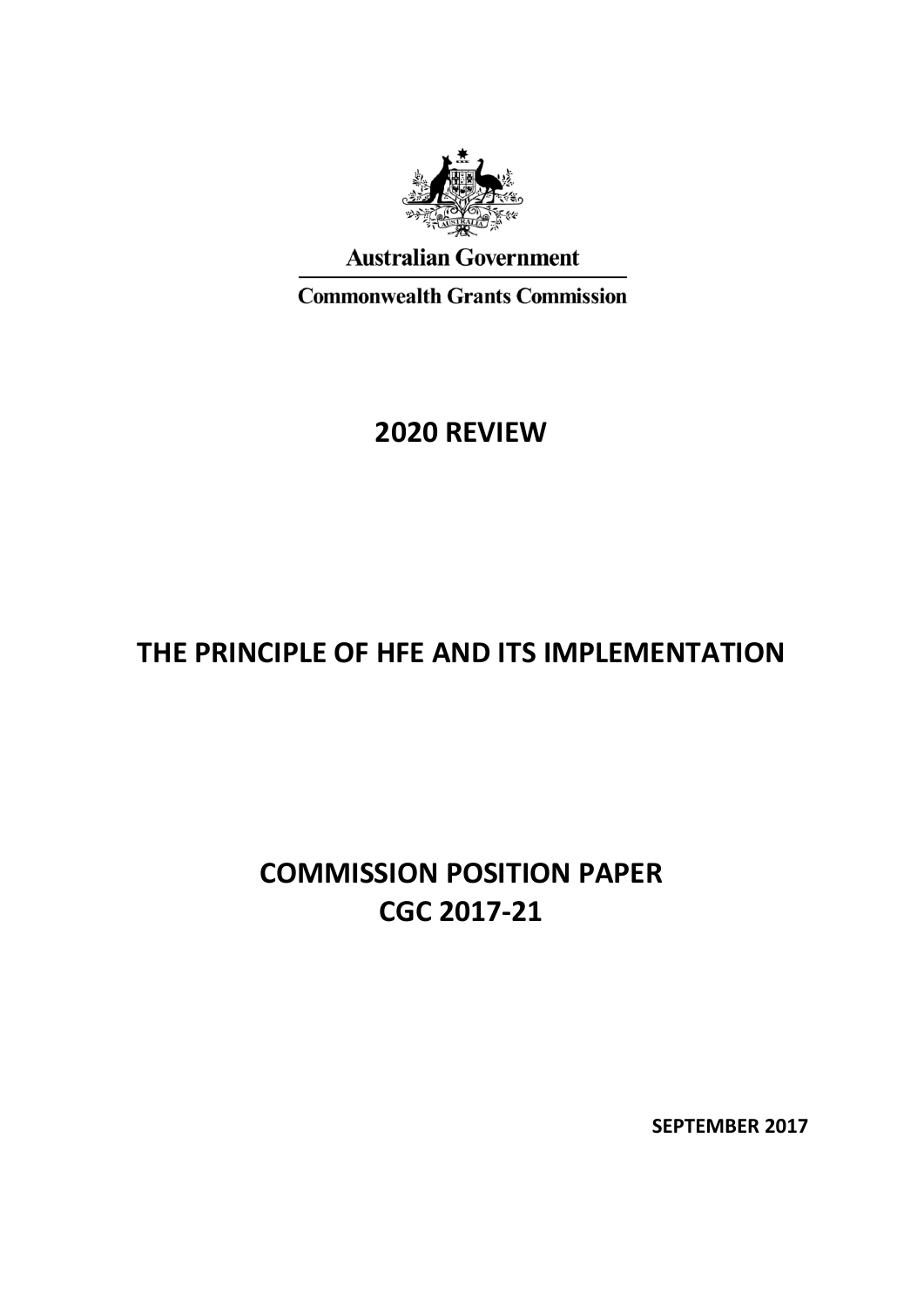Australian Government

Commonwealth Grants Commission

# 2020 REVIEW

# THE PRINCIPLE OF HFE AND ITS IMPLEMENTATION

# COMMISSION POSITION PAPER
# CGC 2017-21

**SEPTEMBER 2017**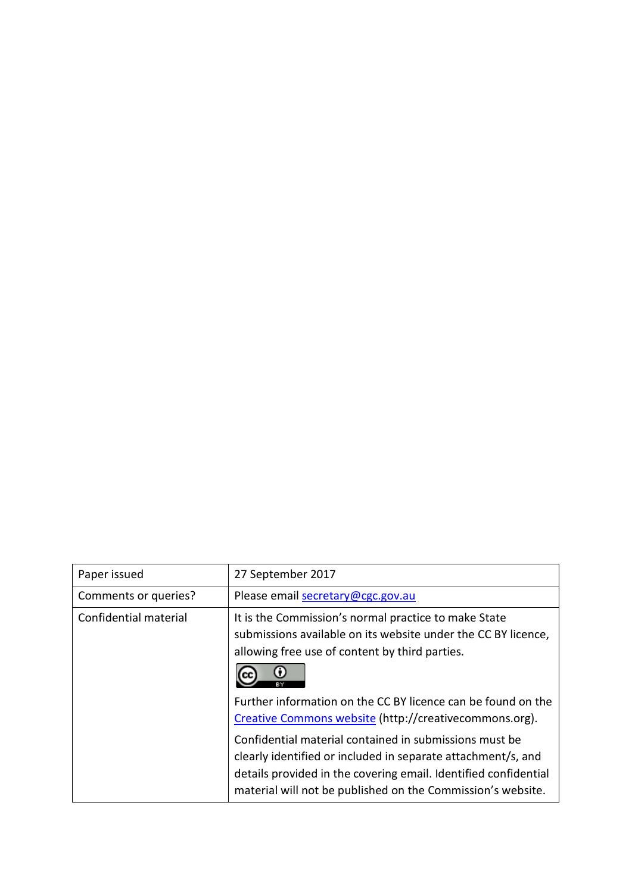| Paper issued | 27 September 2017 |
| --- | --- |
| Comments or queries? | Please email secretary@cgc.gov.au |
| Confidential material | It is the Commission's normal practice to make State submissions available on its website under the CC BY licence, allowing free use of content by third parties. <br><br> Further information on the CC BY licence can be found on the Creative Commons website (http://creativecommons.org). <br><br> Confidential material contained in submissions must be clearly identified or included in separate attachment/s, and details provided in the covering email. Identified confidential material will not be published on the Commission's website. |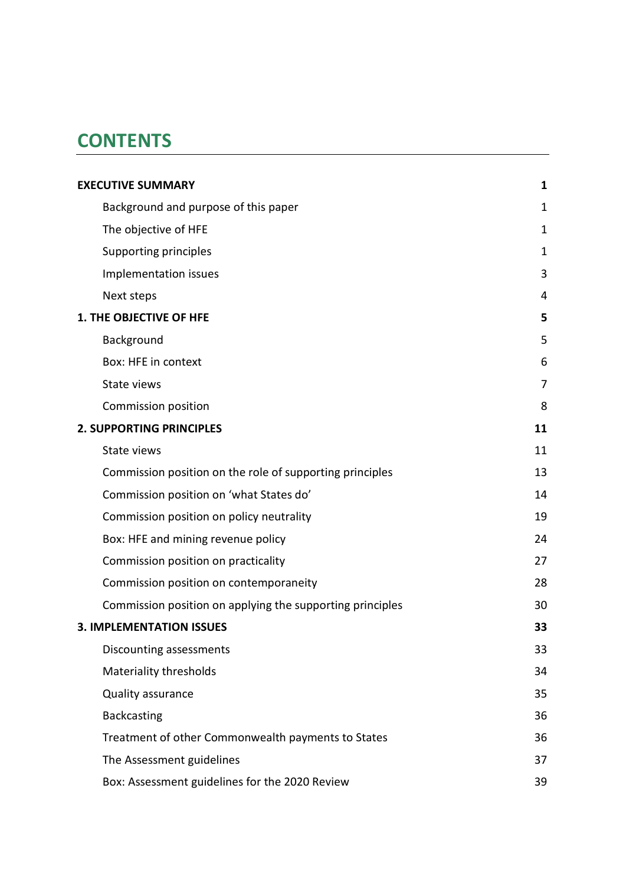# CONTENTS

| | |
|---|---|
| **EXECUTIVE SUMMARY** | **1** |
| Background and purpose of this paper | 1 |
| The objective of HFE | 1 |
| Supporting principles | 1 |
| Implementation issues | 3 |
| Next steps | 4 |
| **1. THE OBJECTIVE OF HFE** | **5** |
| Background | 5 |
| Box: HFE in context | 6 |
| State views | 7 |
| Commission position | 8 |
| **2. SUPPORTING PRINCIPLES** | **11** |
| State views | 11 |
| Commission position on the role of supporting principles | 13 |
| Commission position on 'what States do' | 14 |
| Commission position on policy neutrality | 19 |
| Box: HFE and mining revenue policy | 24 |
| Commission position on practicality | 27 |
| Commission position on contemporaneity | 28 |
| Commission position on applying the supporting principles | 30 |
| **3. IMPLEMENTATION ISSUES** | **33** |
| Discounting assessments | 33 |
| Materiality thresholds | 34 |
| Quality assurance | 35 |
| Backcasting | 36 |
| Treatment of other Commonwealth payments to States | 36 |
| The Assessment guidelines | 37 |
| Box: Assessment guidelines for the 2020 Review | 39 |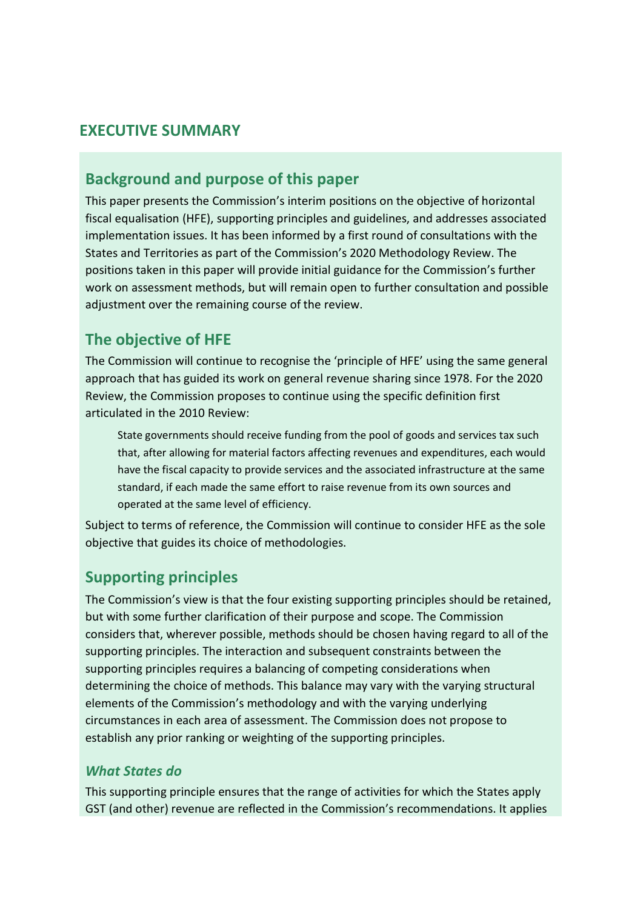## EXECUTIVE SUMMARY

### Background and purpose of this paper

This paper presents the Commission's interim positions on the objective of horizontal fiscal equalisation (HFE), supporting principles and guidelines, and addresses associated implementation issues. It has been informed by a first round of consultations with the States and Territories as part of the Commission's 2020 Methodology Review. The positions taken in this paper will provide initial guidance for the Commission's further work on assessment methods, but will remain open to further consultation and possible adjustment over the remaining course of the review.

### The objective of HFE

The Commission will continue to recognise the 'principle of HFE' using the same general approach that has guided its work on general revenue sharing since 1978. For the 2020 Review, the Commission proposes to continue using the specific definition first articulated in the 2010 Review:

> State governments should receive funding from the pool of goods and services tax such that, after allowing for material factors affecting revenues and expenditures, each would have the fiscal capacity to provide services and the associated infrastructure at the same standard, if each made the same effort to raise revenue from its own sources and operated at the same level of efficiency.

Subject to terms of reference, the Commission will continue to consider HFE as the sole objective that guides its choice of methodologies.

### Supporting principles

The Commission's view is that the four existing supporting principles should be retained, but with some further clarification of their purpose and scope. The Commission considers that, wherever possible, methods should be chosen having regard to all of the supporting principles. The interaction and subsequent constraints between the supporting principles requires a balancing of competing considerations when determining the choice of methods. This balance may vary with the varying structural elements of the Commission's methodology and with the varying underlying circumstances in each area of assessment. The Commission does not propose to establish any prior ranking or weighting of the supporting principles.

#### *What States do*

This supporting principle ensures that the range of activities for which the States apply GST (and other) revenue are reflected in the Commission's recommendations. It applies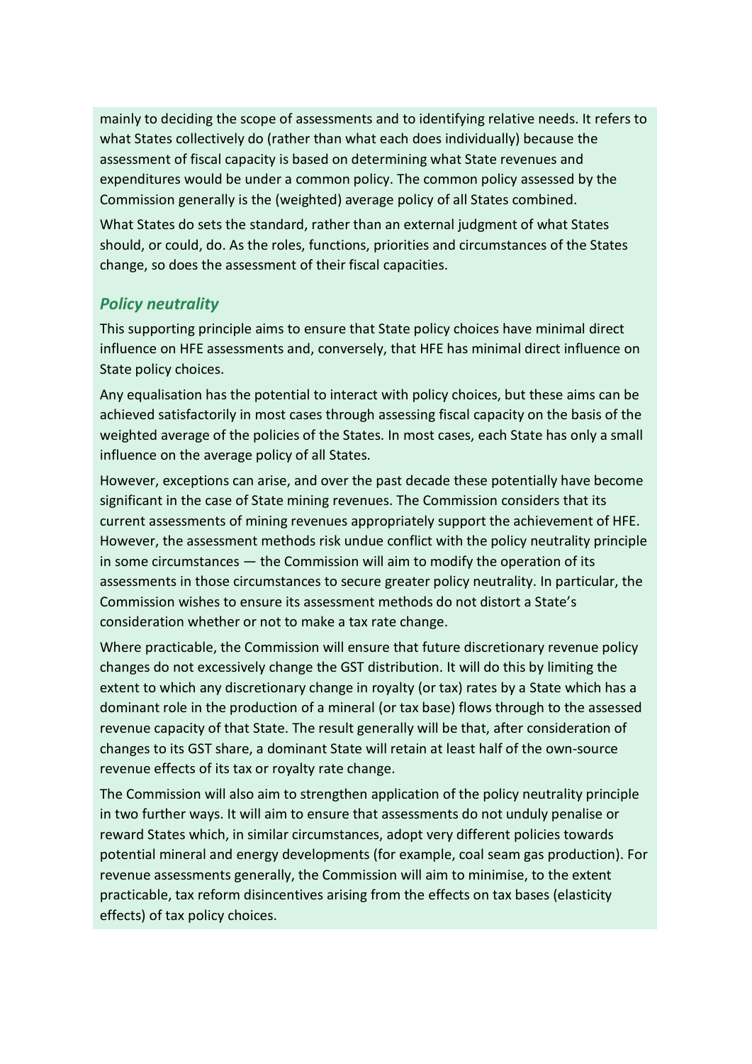mainly to deciding the scope of assessments and to identifying relative needs. It refers to what States collectively do (rather than what each does individually) because the assessment of fiscal capacity is based on determining what State revenues and expenditures would be under a common policy. The common policy assessed by the Commission generally is the (weighted) average policy of all States combined.

What States do sets the standard, rather than an external judgment of what States should, or could, do. As the roles, functions, priorities and circumstances of the States change, so does the assessment of their fiscal capacities.

### *Policy neutrality*

This supporting principle aims to ensure that State policy choices have minimal direct influence on HFE assessments and, conversely, that HFE has minimal direct influence on State policy choices.

Any equalisation has the potential to interact with policy choices, but these aims can be achieved satisfactorily in most cases through assessing fiscal capacity on the basis of the weighted average of the policies of the States. In most cases, each State has only a small influence on the average policy of all States.

However, exceptions can arise, and over the past decade these potentially have become significant in the case of State mining revenues. The Commission considers that its current assessments of mining revenues appropriately support the achievement of HFE. However, the assessment methods risk undue conflict with the policy neutrality principle in some circumstances — the Commission will aim to modify the operation of its assessments in those circumstances to secure greater policy neutrality. In particular, the Commission wishes to ensure its assessment methods do not distort a State's consideration whether or not to make a tax rate change.

Where practicable, the Commission will ensure that future discretionary revenue policy changes do not excessively change the GST distribution. It will do this by limiting the extent to which any discretionary change in royalty (or tax) rates by a State which has a dominant role in the production of a mineral (or tax base) flows through to the assessed revenue capacity of that State. The result generally will be that, after consideration of changes to its GST share, a dominant State will retain at least half of the own-source revenue effects of its tax or royalty rate change.

The Commission will also aim to strengthen application of the policy neutrality principle in two further ways. It will aim to ensure that assessments do not unduly penalise or reward States which, in similar circumstances, adopt very different policies towards potential mineral and energy developments (for example, coal seam gas production). For revenue assessments generally, the Commission will aim to minimise, to the extent practicable, tax reform disincentives arising from the effects on tax bases (elasticity effects) of tax policy choices.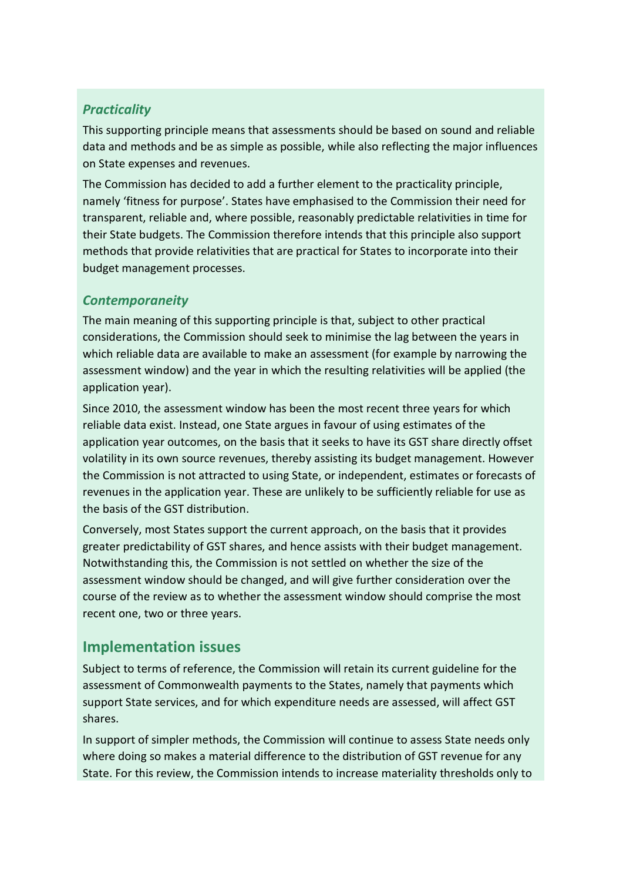### *Practicality*

This supporting principle means that assessments should be based on sound and reliable data and methods and be as simple as possible, while also reflecting the major influences on State expenses and revenues.

The Commission has decided to add a further element to the practicality principle, namely 'fitness for purpose'. States have emphasised to the Commission their need for transparent, reliable and, where possible, reasonably predictable relativities in time for their State budgets. The Commission therefore intends that this principle also support methods that provide relativities that are practical for States to incorporate into their budget management processes.

### *Contemporaneity*

The main meaning of this supporting principle is that, subject to other practical considerations, the Commission should seek to minimise the lag between the years in which reliable data are available to make an assessment (for example by narrowing the assessment window) and the year in which the resulting relativities will be applied (the application year).

Since 2010, the assessment window has been the most recent three years for which reliable data exist. Instead, one State argues in favour of using estimates of the application year outcomes, on the basis that it seeks to have its GST share directly offset volatility in its own source revenues, thereby assisting its budget management. However the Commission is not attracted to using State, or independent, estimates or forecasts of revenues in the application year. These are unlikely to be sufficiently reliable for use as the basis of the GST distribution.

Conversely, most States support the current approach, on the basis that it provides greater predictability of GST shares, and hence assists with their budget management. Notwithstanding this, the Commission is not settled on whether the size of the assessment window should be changed, and will give further consideration over the course of the review as to whether the assessment window should comprise the most recent one, two or three years.

## Implementation issues

Subject to terms of reference, the Commission will retain its current guideline for the assessment of Commonwealth payments to the States, namely that payments which support State services, and for which expenditure needs are assessed, will affect GST shares.

In support of simpler methods, the Commission will continue to assess State needs only where doing so makes a material difference to the distribution of GST revenue for any State. For this review, the Commission intends to increase materiality thresholds only to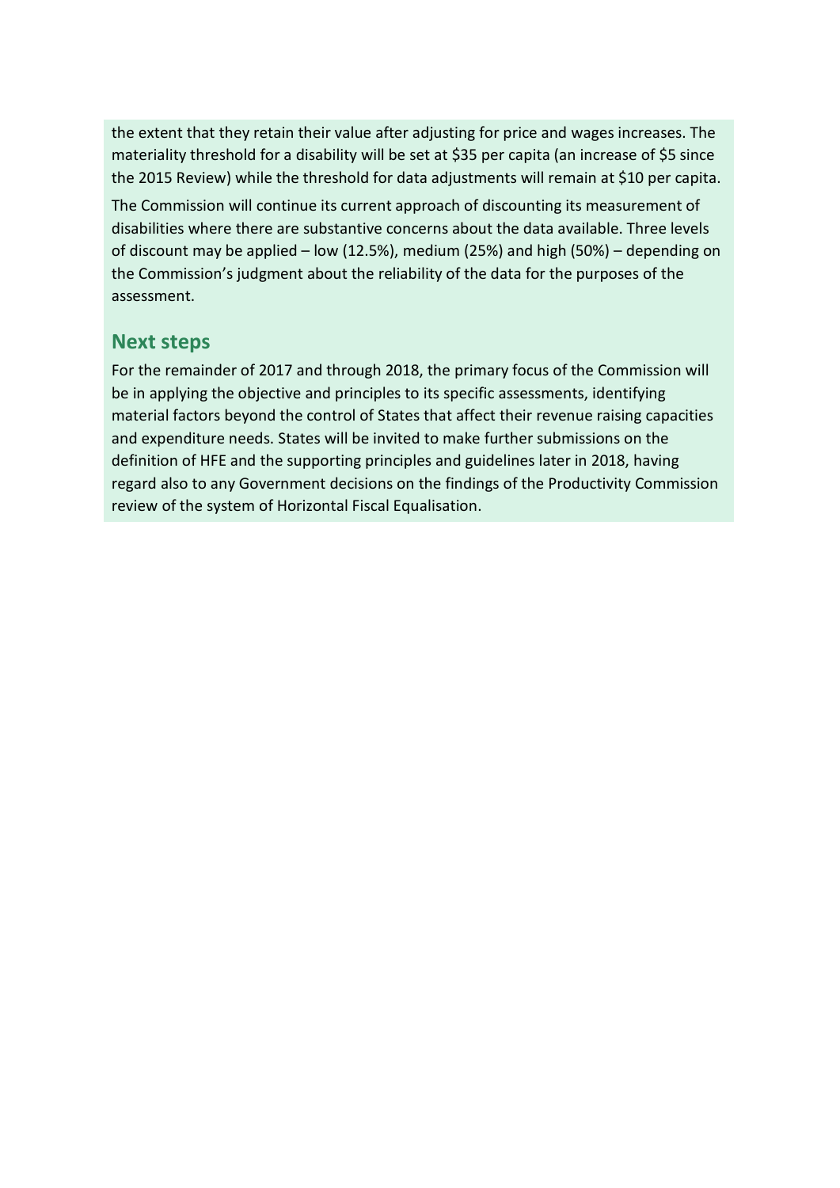the extent that they retain their value after adjusting for price and wages increases. The materiality threshold for a disability will be set at $35 per capita (an increase of $5 since the 2015 Review) while the threshold for data adjustments will remain at $10 per capita.

The Commission will continue its current approach of discounting its measurement of disabilities where there are substantive concerns about the data available. Three levels of discount may be applied – low (12.5%), medium (25%) and high (50%) – depending on the Commission's judgment about the reliability of the data for the purposes of the assessment.

## Next steps

For the remainder of 2017 and through 2018, the primary focus of the Commission will be in applying the objective and principles to its specific assessments, identifying material factors beyond the control of States that affect their revenue raising capacities and expenditure needs. States will be invited to make further submissions on the definition of HFE and the supporting principles and guidelines later in 2018, having regard also to any Government decisions on the findings of the Productivity Commission review of the system of Horizontal Fiscal Equalisation.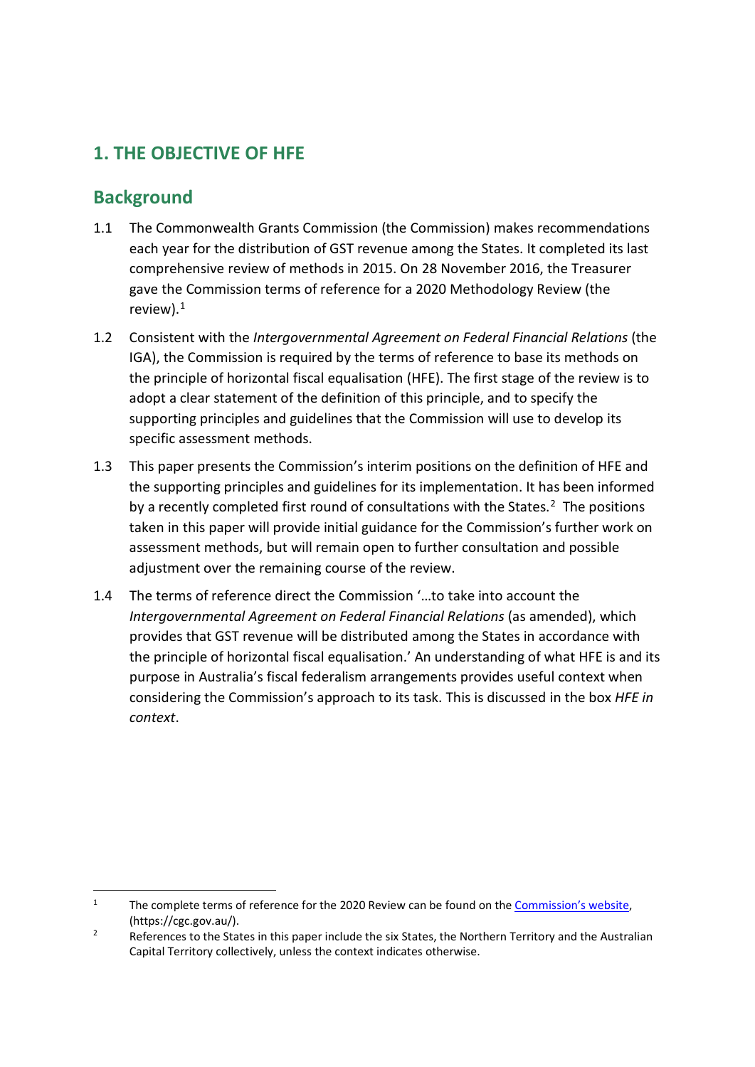## 1. THE OBJECTIVE OF HFE

### Background

1.1 The Commonwealth Grants Commission (the Commission) makes recommendations each year for the distribution of GST revenue among the States. It completed its last comprehensive review of methods in 2015. On 28 November 2016, the Treasurer gave the Commission terms of reference for a 2020 Methodology Review (the review).[1]

1.2 Consistent with the *Intergovernmental Agreement on Federal Financial Relations* (the IGA), the Commission is required by the terms of reference to base its methods on the principle of horizontal fiscal equalisation (HFE). The first stage of the review is to adopt a clear statement of the definition of this principle, and to specify the supporting principles and guidelines that the Commission will use to develop its specific assessment methods.

1.3 This paper presents the Commission's interim positions on the definition of HFE and the supporting principles and guidelines for its implementation. It has been informed by a recently completed first round of consultations with the States.[2] The positions taken in this paper will provide initial guidance for the Commission's further work on assessment methods, but will remain open to further consultation and possible adjustment over the remaining course of the review.

1.4 The terms of reference direct the Commission '…to take into account the *Intergovernmental Agreement on Federal Financial Relations* (as amended), which provides that GST revenue will be distributed among the States in accordance with the principle of horizontal fiscal equalisation.' An understanding of what HFE is and its purpose in Australia's fiscal federalism arrangements provides useful context when considering the Commission's approach to its task. This is discussed in the box *HFE in context*.

---

[1] The complete terms of reference for the 2020 Review can be found on the Commission's website, (https://cgc.gov.au/).

[2] References to the States in this paper include the six States, the Northern Territory and the Australian Capital Territory collectively, unless the context indicates otherwise.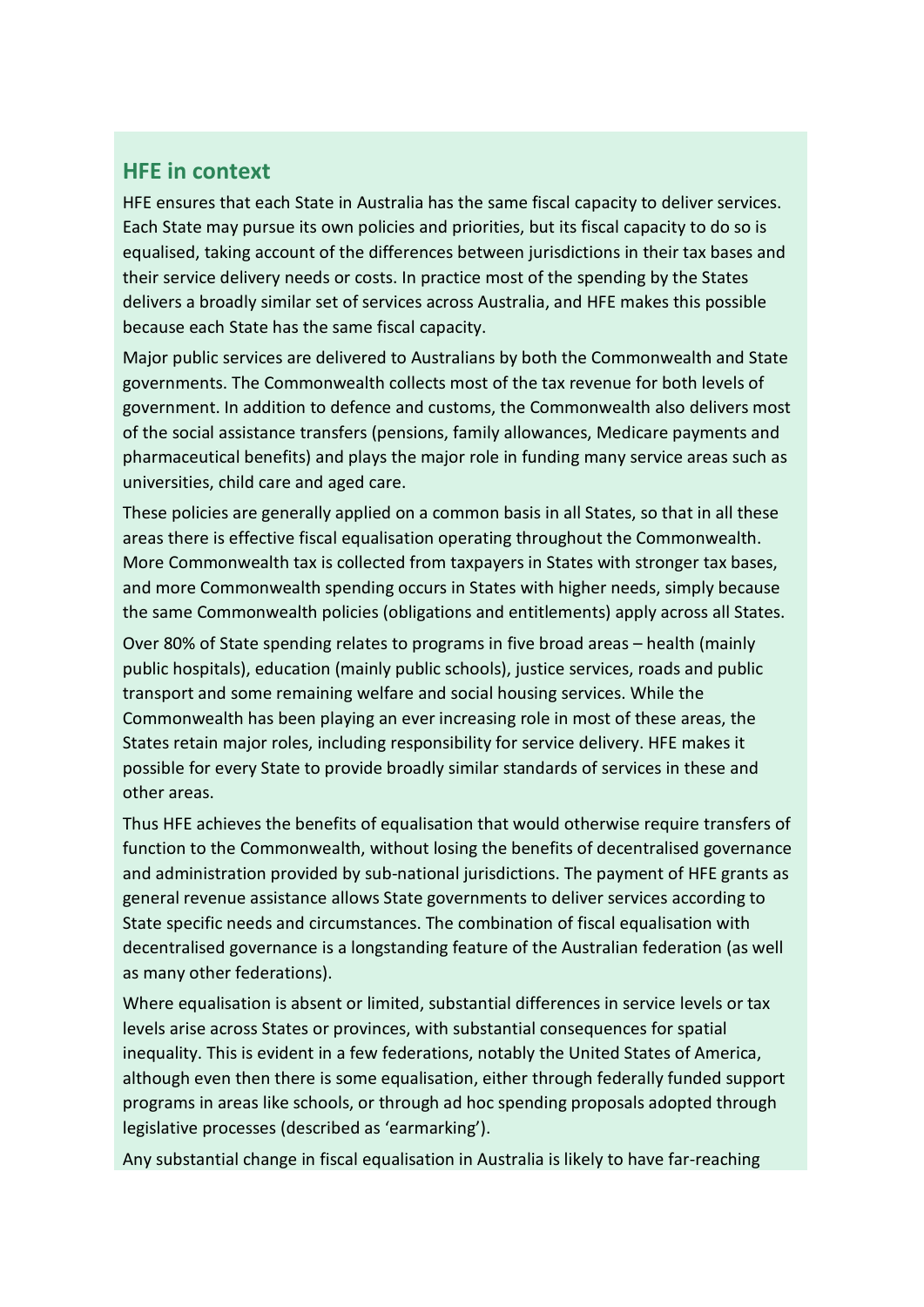## HFE in context

HFE ensures that each State in Australia has the same fiscal capacity to deliver services. Each State may pursue its own policies and priorities, but its fiscal capacity to do so is equalised, taking account of the differences between jurisdictions in their tax bases and their service delivery needs or costs. In practice most of the spending by the States delivers a broadly similar set of services across Australia, and HFE makes this possible because each State has the same fiscal capacity.

Major public services are delivered to Australians by both the Commonwealth and State governments. The Commonwealth collects most of the tax revenue for both levels of government. In addition to defence and customs, the Commonwealth also delivers most of the social assistance transfers (pensions, family allowances, Medicare payments and pharmaceutical benefits) and plays the major role in funding many service areas such as universities, child care and aged care.

These policies are generally applied on a common basis in all States, so that in all these areas there is effective fiscal equalisation operating throughout the Commonwealth. More Commonwealth tax is collected from taxpayers in States with stronger tax bases, and more Commonwealth spending occurs in States with higher needs, simply because the same Commonwealth policies (obligations and entitlements) apply across all States.

Over 80% of State spending relates to programs in five broad areas – health (mainly public hospitals), education (mainly public schools), justice services, roads and public transport and some remaining welfare and social housing services. While the Commonwealth has been playing an ever increasing role in most of these areas, the States retain major roles, including responsibility for service delivery. HFE makes it possible for every State to provide broadly similar standards of services in these and other areas.

Thus HFE achieves the benefits of equalisation that would otherwise require transfers of function to the Commonwealth, without losing the benefits of decentralised governance and administration provided by sub-national jurisdictions. The payment of HFE grants as general revenue assistance allows State governments to deliver services according to State specific needs and circumstances. The combination of fiscal equalisation with decentralised governance is a longstanding feature of the Australian federation (as well as many other federations).

Where equalisation is absent or limited, substantial differences in service levels or tax levels arise across States or provinces, with substantial consequences for spatial inequality. This is evident in a few federations, notably the United States of America, although even then there is some equalisation, either through federally funded support programs in areas like schools, or through ad hoc spending proposals adopted through legislative processes (described as 'earmarking').

Any substantial change in fiscal equalisation in Australia is likely to have far-reaching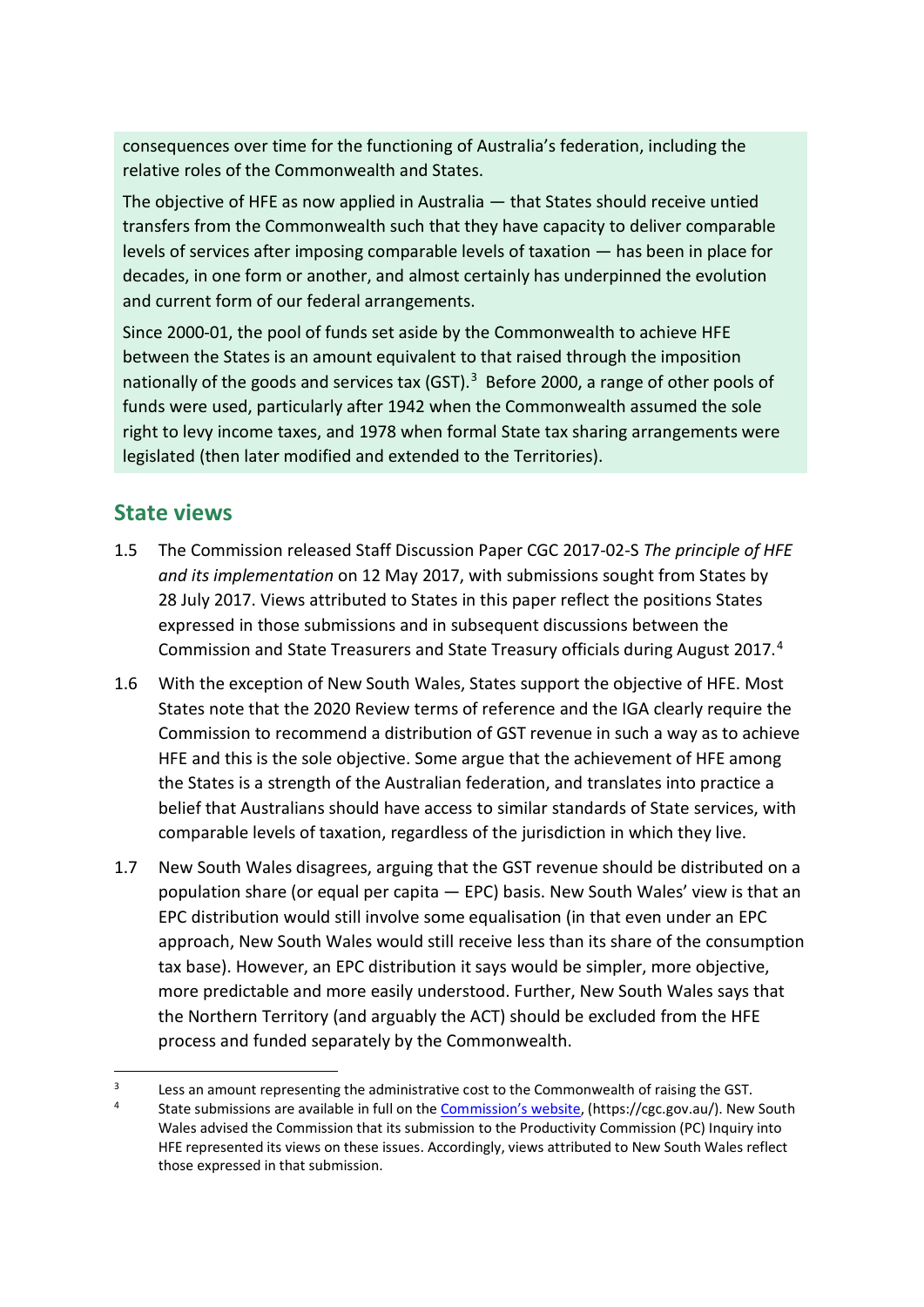consequences over time for the functioning of Australia's federation, including the relative roles of the Commonwealth and States.

The objective of HFE as now applied in Australia — that States should receive untied transfers from the Commonwealth such that they have capacity to deliver comparable levels of services after imposing comparable levels of taxation — has been in place for decades, in one form or another, and almost certainly has underpinned the evolution and current form of our federal arrangements.

Since 2000-01, the pool of funds set aside by the Commonwealth to achieve HFE between the States is an amount equivalent to that raised through the imposition nationally of the goods and services tax (GST).[3] Before 2000, a range of other pools of funds were used, particularly after 1942 when the Commonwealth assumed the sole right to levy income taxes, and 1978 when formal State tax sharing arrangements were legislated (then later modified and extended to the Territories).

## State views

1.5 The Commission released Staff Discussion Paper CGC 2017-02-S *The principle of HFE and its implementation* on 12 May 2017, with submissions sought from States by 28 July 2017. Views attributed to States in this paper reflect the positions States expressed in those submissions and in subsequent discussions between the Commission and State Treasurers and State Treasury officials during August 2017.[4]

1.6 With the exception of New South Wales, States support the objective of HFE. Most States note that the 2020 Review terms of reference and the IGA clearly require the Commission to recommend a distribution of GST revenue in such a way as to achieve HFE and this is the sole objective. Some argue that the achievement of HFE among the States is a strength of the Australian federation, and translates into practice a belief that Australians should have access to similar standards of State services, with comparable levels of taxation, regardless of the jurisdiction in which they live.

1.7 New South Wales disagrees, arguing that the GST revenue should be distributed on a population share (or equal per capita — EPC) basis. New South Wales' view is that an EPC distribution would still involve some equalisation (in that even under an EPC approach, New South Wales would still receive less than its share of the consumption tax base). However, an EPC distribution it says would be simpler, more objective, more predictable and more easily understood. Further, New South Wales says that the Northern Territory (and arguably the ACT) should be excluded from the HFE process and funded separately by the Commonwealth.

---

[3] Less an amount representing the administrative cost to the Commonwealth of raising the GST.

[4] State submissions are available in full on the Commission's website, (https://cgc.gov.au/). New South Wales advised the Commission that its submission to the Productivity Commission (PC) Inquiry into HFE represented its views on these issues. Accordingly, views attributed to New South Wales reflect those expressed in that submission.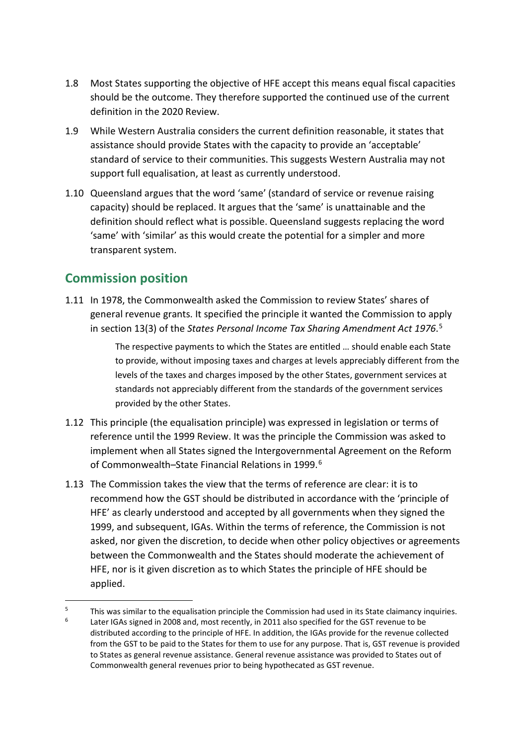1.8 Most States supporting the objective of HFE accept this means equal fiscal capacities should be the outcome. They therefore supported the continued use of the current definition in the 2020 Review.

1.9 While Western Australia considers the current definition reasonable, it states that assistance should provide States with the capacity to provide an 'acceptable' standard of service to their communities. This suggests Western Australia may not support full equalisation, at least as currently understood.

1.10 Queensland argues that the word 'same' (standard of service or revenue raising capacity) should be replaced. It argues that the 'same' is unattainable and the definition should reflect what is possible. Queensland suggests replacing the word 'same' with 'similar' as this would create the potential for a simpler and more transparent system.

## Commission position

1.11 In 1978, the Commonwealth asked the Commission to review States' shares of general revenue grants. It specified the principle it wanted the Commission to apply in section 13(3) of the *States Personal Income Tax Sharing Amendment Act 1976*.[5]

> The respective payments to which the States are entitled … should enable each State to provide, without imposing taxes and charges at levels appreciably different from the levels of the taxes and charges imposed by the other States, government services at standards not appreciably different from the standards of the government services provided by the other States.

1.12 This principle (the equalisation principle) was expressed in legislation or terms of reference until the 1999 Review. It was the principle the Commission was asked to implement when all States signed the Intergovernmental Agreement on the Reform of Commonwealth–State Financial Relations in 1999.[6]

1.13 The Commission takes the view that the terms of reference are clear: it is to recommend how the GST should be distributed in accordance with the 'principle of HFE' as clearly understood and accepted by all governments when they signed the 1999, and subsequent, IGAs. Within the terms of reference, the Commission is not asked, nor given the discretion, to decide when other policy objectives or agreements between the Commonwealth and the States should moderate the achievement of HFE, nor is it given discretion as to which States the principle of HFE should be applied.

---

[5] This was similar to the equalisation principle the Commission had used in its State claimancy inquiries.

[6] Later IGAs signed in 2008 and, most recently, in 2011 also specified for the GST revenue to be distributed according to the principle of HFE. In addition, the IGAs provide for the revenue collected from the GST to be paid to the States for them to use for any purpose. That is, GST revenue is provided to States as general revenue assistance. General revenue assistance was provided to States out of Commonwealth general revenues prior to being hypothecated as GST revenue.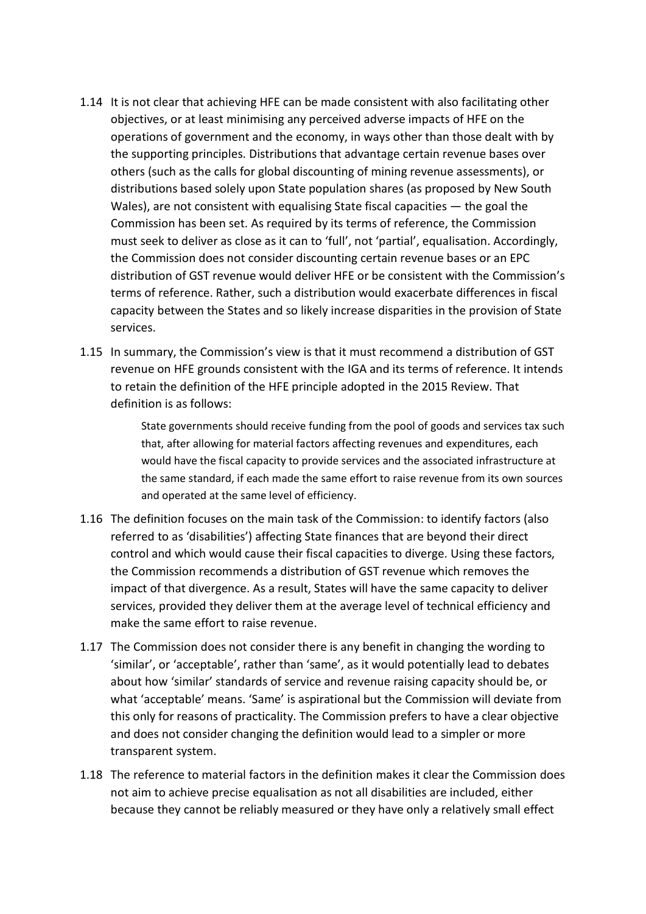1.14 It is not clear that achieving HFE can be made consistent with also facilitating other objectives, or at least minimising any perceived adverse impacts of HFE on the operations of government and the economy, in ways other than those dealt with by the supporting principles. Distributions that advantage certain revenue bases over others (such as the calls for global discounting of mining revenue assessments), or distributions based solely upon State population shares (as proposed by New South Wales), are not consistent with equalising State fiscal capacities — the goal the Commission has been set. As required by its terms of reference, the Commission must seek to deliver as close as it can to 'full', not 'partial', equalisation. Accordingly, the Commission does not consider discounting certain revenue bases or an EPC distribution of GST revenue would deliver HFE or be consistent with the Commission's terms of reference. Rather, such a distribution would exacerbate differences in fiscal capacity between the States and so likely increase disparities in the provision of State services.

1.15 In summary, the Commission's view is that it must recommend a distribution of GST revenue on HFE grounds consistent with the IGA and its terms of reference. It intends to retain the definition of the HFE principle adopted in the 2015 Review. That definition is as follows:

> State governments should receive funding from the pool of goods and services tax such that, after allowing for material factors affecting revenues and expenditures, each would have the fiscal capacity to provide services and the associated infrastructure at the same standard, if each made the same effort to raise revenue from its own sources and operated at the same level of efficiency.

1.16 The definition focuses on the main task of the Commission: to identify factors (also referred to as 'disabilities') affecting State finances that are beyond their direct control and which would cause their fiscal capacities to diverge. Using these factors, the Commission recommends a distribution of GST revenue which removes the impact of that divergence. As a result, States will have the same capacity to deliver services, provided they deliver them at the average level of technical efficiency and make the same effort to raise revenue.

1.17 The Commission does not consider there is any benefit in changing the wording to 'similar', or 'acceptable', rather than 'same', as it would potentially lead to debates about how 'similar' standards of service and revenue raising capacity should be, or what 'acceptable' means. 'Same' is aspirational but the Commission will deviate from this only for reasons of practicality. The Commission prefers to have a clear objective and does not consider changing the definition would lead to a simpler or more transparent system.

1.18 The reference to material factors in the definition makes it clear the Commission does not aim to achieve precise equalisation as not all disabilities are included, either because they cannot be reliably measured or they have only a relatively small effect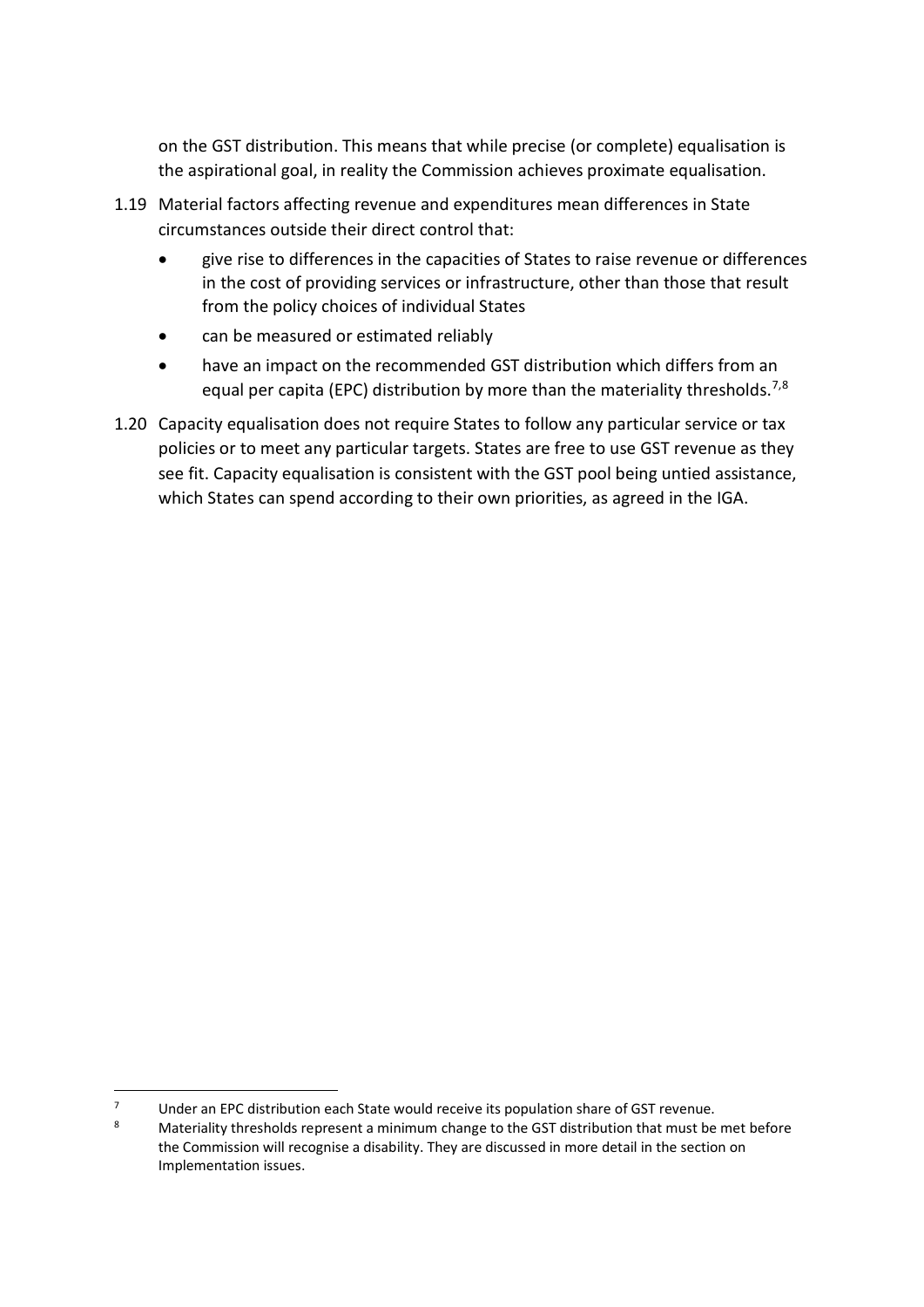on the GST distribution. This means that while precise (or complete) equalisation is the aspirational goal, in reality the Commission achieves proximate equalisation.

1.19 Material factors affecting revenue and expenditures mean differences in State circumstances outside their direct control that:

- give rise to differences in the capacities of States to raise revenue or differences in the cost of providing services or infrastructure, other than those that result from the policy choices of individual States
- can be measured or estimated reliably
- have an impact on the recommended GST distribution which differs from an equal per capita (EPC) distribution by more than the materiality thresholds.[7,8]

1.20 Capacity equalisation does not require States to follow any particular service or tax policies or to meet any particular targets. States are free to use GST revenue as they see fit. Capacity equalisation is consistent with the GST pool being untied assistance, which States can spend according to their own priorities, as agreed in the IGA.

---

[7] Under an EPC distribution each State would receive its population share of GST revenue.

[8] Materiality thresholds represent a minimum change to the GST distribution that must be met before the Commission will recognise a disability. They are discussed in more detail in the section on Implementation issues.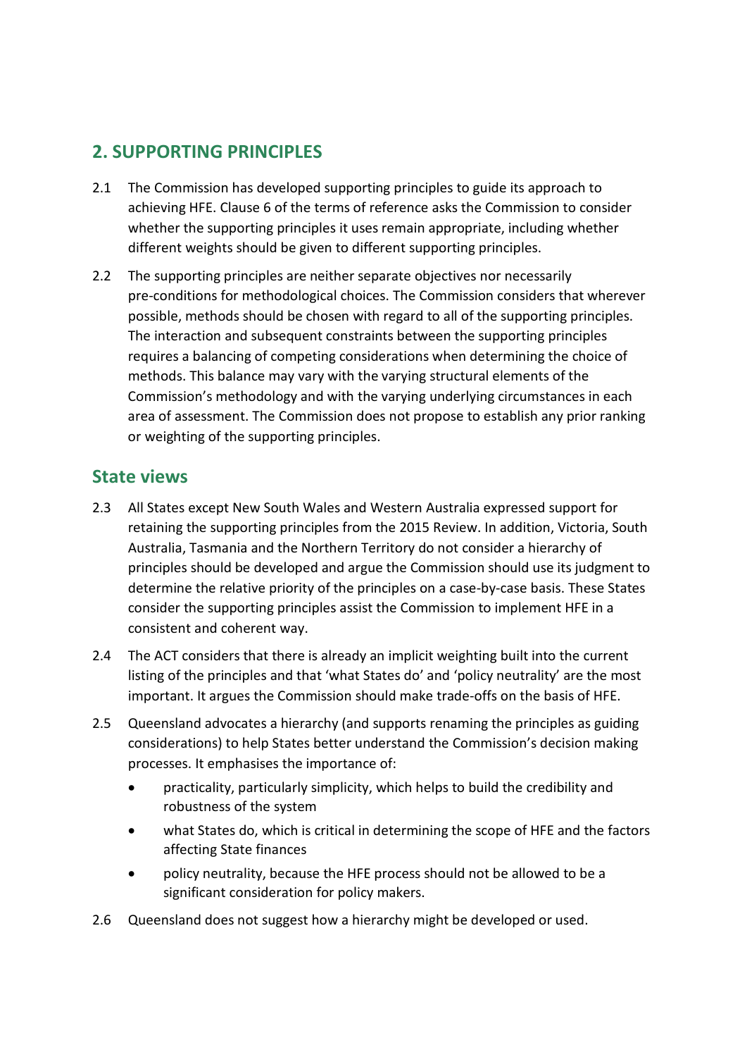## 2. SUPPORTING PRINCIPLES

2.1 The Commission has developed supporting principles to guide its approach to achieving HFE. Clause 6 of the terms of reference asks the Commission to consider whether the supporting principles it uses remain appropriate, including whether different weights should be given to different supporting principles.

2.2 The supporting principles are neither separate objectives nor necessarily pre-conditions for methodological choices. The Commission considers that wherever possible, methods should be chosen with regard to all of the supporting principles. The interaction and subsequent constraints between the supporting principles requires a balancing of competing considerations when determining the choice of methods. This balance may vary with the varying structural elements of the Commission's methodology and with the varying underlying circumstances in each area of assessment. The Commission does not propose to establish any prior ranking or weighting of the supporting principles.

### State views

2.3 All States except New South Wales and Western Australia expressed support for retaining the supporting principles from the 2015 Review. In addition, Victoria, South Australia, Tasmania and the Northern Territory do not consider a hierarchy of principles should be developed and argue the Commission should use its judgment to determine the relative priority of the principles on a case-by-case basis. These States consider the supporting principles assist the Commission to implement HFE in a consistent and coherent way.

2.4 The ACT considers that there is already an implicit weighting built into the current listing of the principles and that 'what States do' and 'policy neutrality' are the most important. It argues the Commission should make trade-offs on the basis of HFE.

2.5 Queensland advocates a hierarchy (and supports renaming the principles as guiding considerations) to help States better understand the Commission's decision making processes. It emphasises the importance of:

- practicality, particularly simplicity, which helps to build the credibility and robustness of the system
- what States do, which is critical in determining the scope of HFE and the factors affecting State finances
- policy neutrality, because the HFE process should not be allowed to be a significant consideration for policy makers.

2.6 Queensland does not suggest how a hierarchy might be developed or used.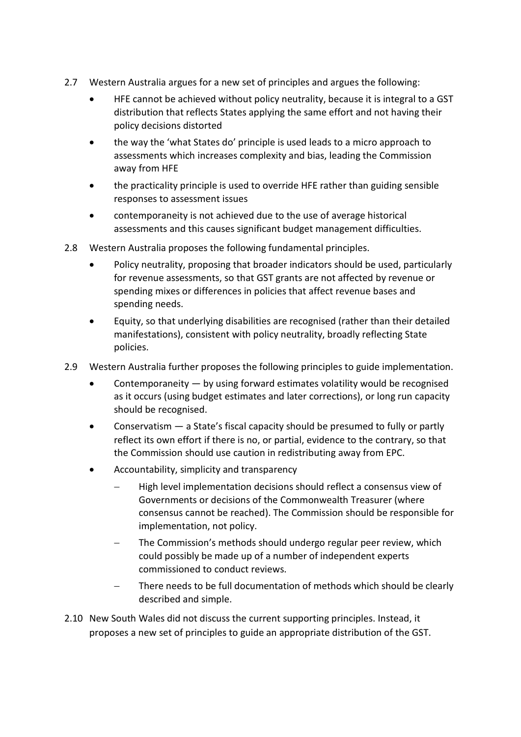2.7 Western Australia argues for a new set of principles and argues the following:

- HFE cannot be achieved without policy neutrality, because it is integral to a GST distribution that reflects States applying the same effort and not having their policy decisions distorted
- the way the 'what States do' principle is used leads to a micro approach to assessments which increases complexity and bias, leading the Commission away from HFE
- the practicality principle is used to override HFE rather than guiding sensible responses to assessment issues
- contemporaneity is not achieved due to the use of average historical assessments and this causes significant budget management difficulties.

2.8 Western Australia proposes the following fundamental principles.

- Policy neutrality, proposing that broader indicators should be used, particularly for revenue assessments, so that GST grants are not affected by revenue or spending mixes or differences in policies that affect revenue bases and spending needs.
- Equity, so that underlying disabilities are recognised (rather than their detailed manifestations), consistent with policy neutrality, broadly reflecting State policies.

2.9 Western Australia further proposes the following principles to guide implementation.

- Contemporaneity — by using forward estimates volatility would be recognised as it occurs (using budget estimates and later corrections), or long run capacity should be recognised.
- Conservatism — a State's fiscal capacity should be presumed to fully or partly reflect its own effort if there is no, or partial, evidence to the contrary, so that the Commission should use caution in redistributing away from EPC.
- Accountability, simplicity and transparency
  - High level implementation decisions should reflect a consensus view of Governments or decisions of the Commonwealth Treasurer (where consensus cannot be reached). The Commission should be responsible for implementation, not policy.
  - The Commission's methods should undergo regular peer review, which could possibly be made up of a number of independent experts commissioned to conduct reviews.
  - There needs to be full documentation of methods which should be clearly described and simple.

2.10 New South Wales did not discuss the current supporting principles. Instead, it proposes a new set of principles to guide an appropriate distribution of the GST.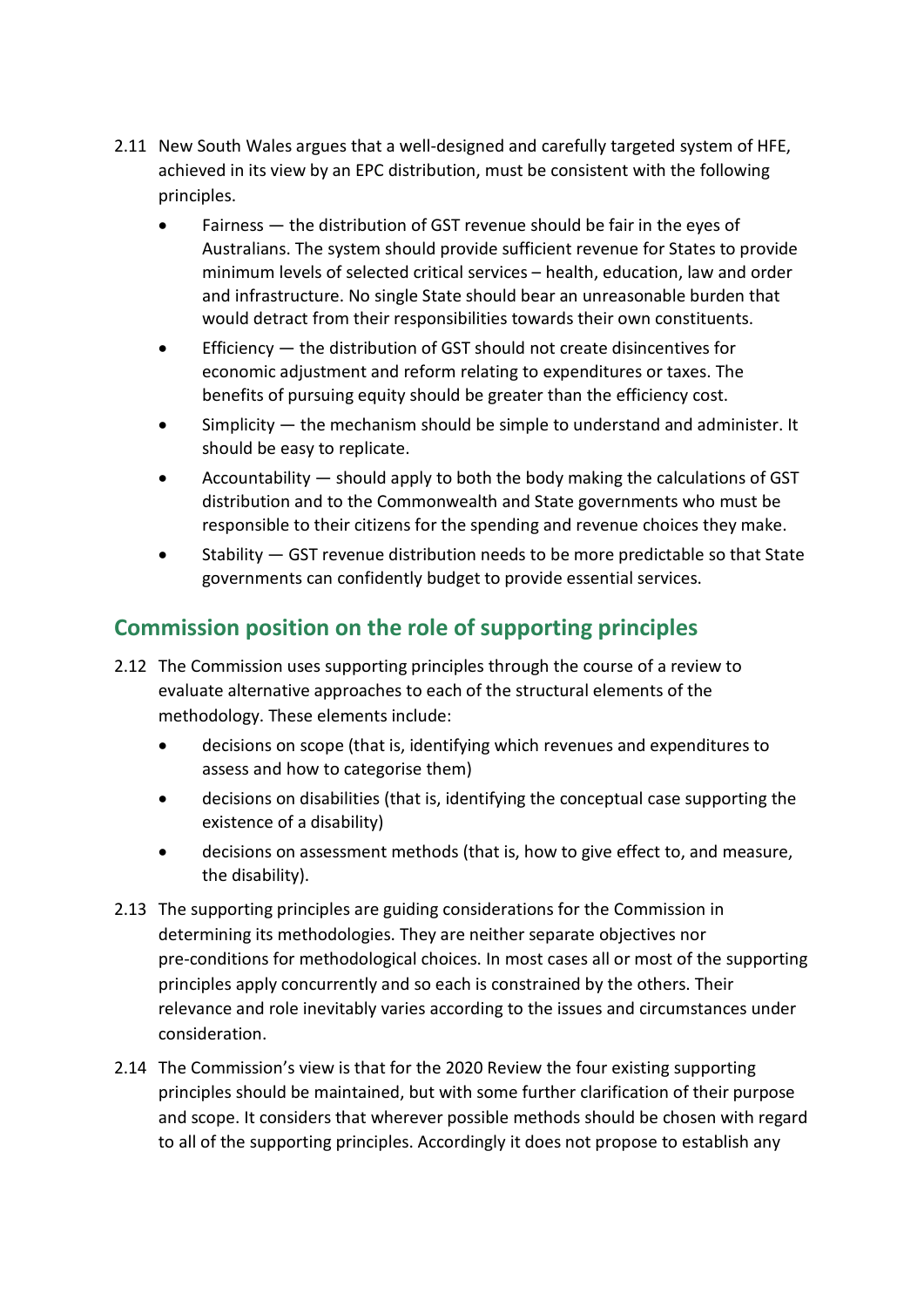2.11 New South Wales argues that a well-designed and carefully targeted system of HFE, achieved in its view by an EPC distribution, must be consistent with the following principles.

- Fairness — the distribution of GST revenue should be fair in the eyes of Australians. The system should provide sufficient revenue for States to provide minimum levels of selected critical services – health, education, law and order and infrastructure. No single State should bear an unreasonable burden that would detract from their responsibilities towards their own constituents.
- Efficiency — the distribution of GST should not create disincentives for economic adjustment and reform relating to expenditures or taxes. The benefits of pursuing equity should be greater than the efficiency cost.
- Simplicity — the mechanism should be simple to understand and administer. It should be easy to replicate.
- Accountability — should apply to both the body making the calculations of GST distribution and to the Commonwealth and State governments who must be responsible to their citizens for the spending and revenue choices they make.
- Stability — GST revenue distribution needs to be more predictable so that State governments can confidently budget to provide essential services.

## Commission position on the role of supporting principles

2.12 The Commission uses supporting principles through the course of a review to evaluate alternative approaches to each of the structural elements of the methodology. These elements include:

- decisions on scope (that is, identifying which revenues and expenditures to assess and how to categorise them)
- decisions on disabilities (that is, identifying the conceptual case supporting the existence of a disability)
- decisions on assessment methods (that is, how to give effect to, and measure, the disability).

2.13 The supporting principles are guiding considerations for the Commission in determining its methodologies. They are neither separate objectives nor pre-conditions for methodological choices. In most cases all or most of the supporting principles apply concurrently and so each is constrained by the others. Their relevance and role inevitably varies according to the issues and circumstances under consideration.

2.14 The Commission's view is that for the 2020 Review the four existing supporting principles should be maintained, but with some further clarification of their purpose and scope. It considers that wherever possible methods should be chosen with regard to all of the supporting principles. Accordingly it does not propose to establish any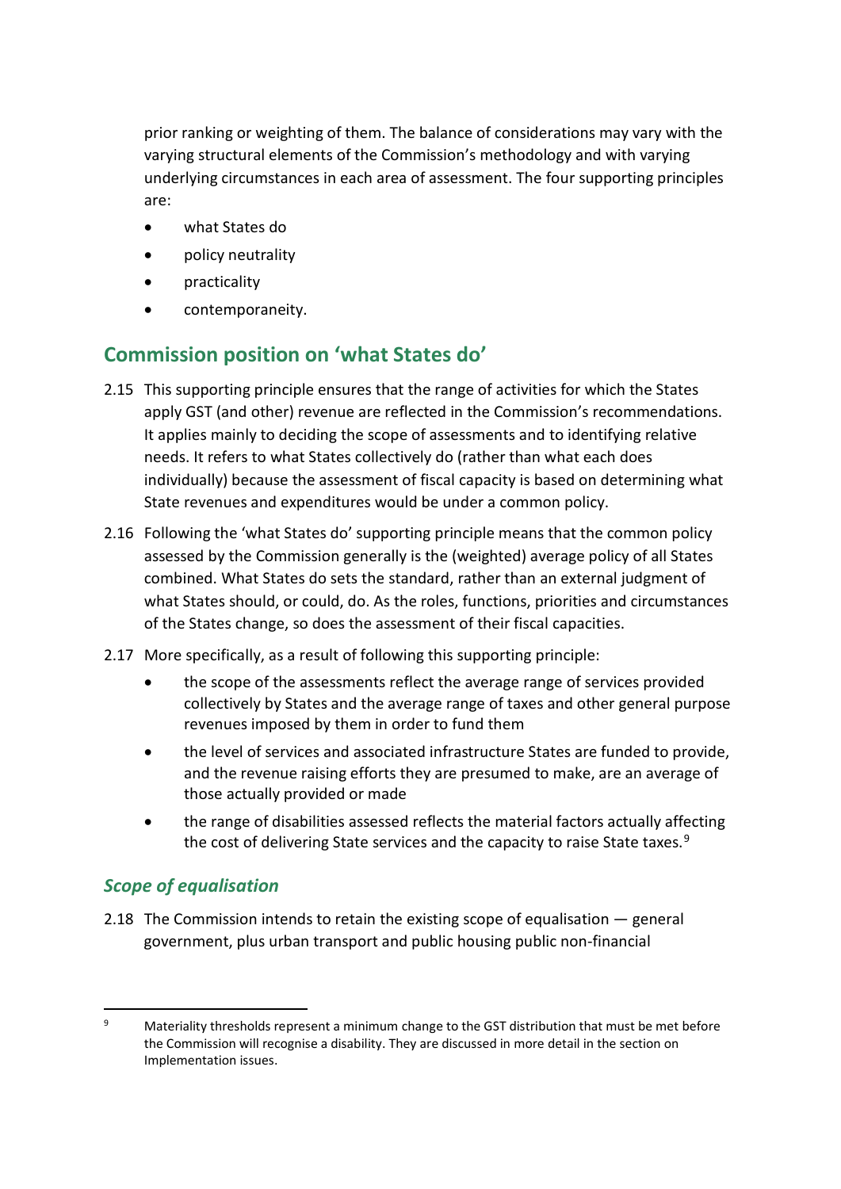prior ranking or weighting of them. The balance of considerations may vary with the varying structural elements of the Commission's methodology and with varying underlying circumstances in each area of assessment. The four supporting principles are:

- what States do
- policy neutrality
- practicality
- contemporaneity.

## Commission position on 'what States do'

2.15 This supporting principle ensures that the range of activities for which the States apply GST (and other) revenue are reflected in the Commission's recommendations. It applies mainly to deciding the scope of assessments and to identifying relative needs. It refers to what States collectively do (rather than what each does individually) because the assessment of fiscal capacity is based on determining what State revenues and expenditures would be under a common policy.

2.16 Following the 'what States do' supporting principle means that the common policy assessed by the Commission generally is the (weighted) average policy of all States combined. What States do sets the standard, rather than an external judgment of what States should, or could, do. As the roles, functions, priorities and circumstances of the States change, so does the assessment of their fiscal capacities.

2.17 More specifically, as a result of following this supporting principle:

- the scope of the assessments reflect the average range of services provided collectively by States and the average range of taxes and other general purpose revenues imposed by them in order to fund them
- the level of services and associated infrastructure States are funded to provide, and the revenue raising efforts they are presumed to make, are an average of those actually provided or made
- the range of disabilities assessed reflects the material factors actually affecting the cost of delivering State services and the capacity to raise State taxes.[9]

### *Scope of equalisation*

2.18 The Commission intends to retain the existing scope of equalisation — general government, plus urban transport and public housing public non-financial

---

[9] Materiality thresholds represent a minimum change to the GST distribution that must be met before the Commission will recognise a disability. They are discussed in more detail in the section on Implementation issues.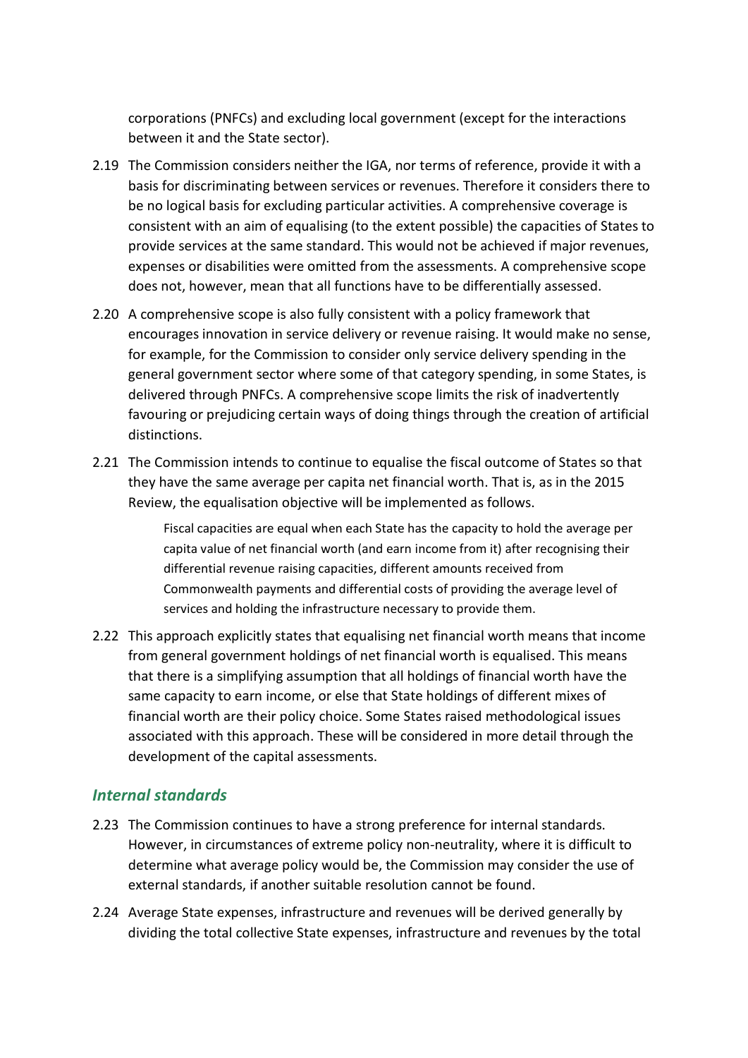corporations (PNFCs) and excluding local government (except for the interactions between it and the State sector).

2.19 The Commission considers neither the IGA, nor terms of reference, provide it with a basis for discriminating between services or revenues. Therefore it considers there to be no logical basis for excluding particular activities. A comprehensive coverage is consistent with an aim of equalising (to the extent possible) the capacities of States to provide services at the same standard. This would not be achieved if major revenues, expenses or disabilities were omitted from the assessments. A comprehensive scope does not, however, mean that all functions have to be differentially assessed.

2.20 A comprehensive scope is also fully consistent with a policy framework that encourages innovation in service delivery or revenue raising. It would make no sense, for example, for the Commission to consider only service delivery spending in the general government sector where some of that category spending, in some States, is delivered through PNFCs. A comprehensive scope limits the risk of inadvertently favouring or prejudicing certain ways of doing things through the creation of artificial distinctions.

2.21 The Commission intends to continue to equalise the fiscal outcome of States so that they have the same average per capita net financial worth. That is, as in the 2015 Review, the equalisation objective will be implemented as follows.

> Fiscal capacities are equal when each State has the capacity to hold the average per capita value of net financial worth (and earn income from it) after recognising their differential revenue raising capacities, different amounts received from Commonwealth payments and differential costs of providing the average level of services and holding the infrastructure necessary to provide them.

2.22 This approach explicitly states that equalising net financial worth means that income from general government holdings of net financial worth is equalised. This means that there is a simplifying assumption that all holdings of financial worth have the same capacity to earn income, or else that State holdings of different mixes of financial worth are their policy choice. Some States raised methodological issues associated with this approach. These will be considered in more detail through the development of the capital assessments.

### *Internal standards*

2.23 The Commission continues to have a strong preference for internal standards. However, in circumstances of extreme policy non-neutrality, where it is difficult to determine what average policy would be, the Commission may consider the use of external standards, if another suitable resolution cannot be found.

2.24 Average State expenses, infrastructure and revenues will be derived generally by dividing the total collective State expenses, infrastructure and revenues by the total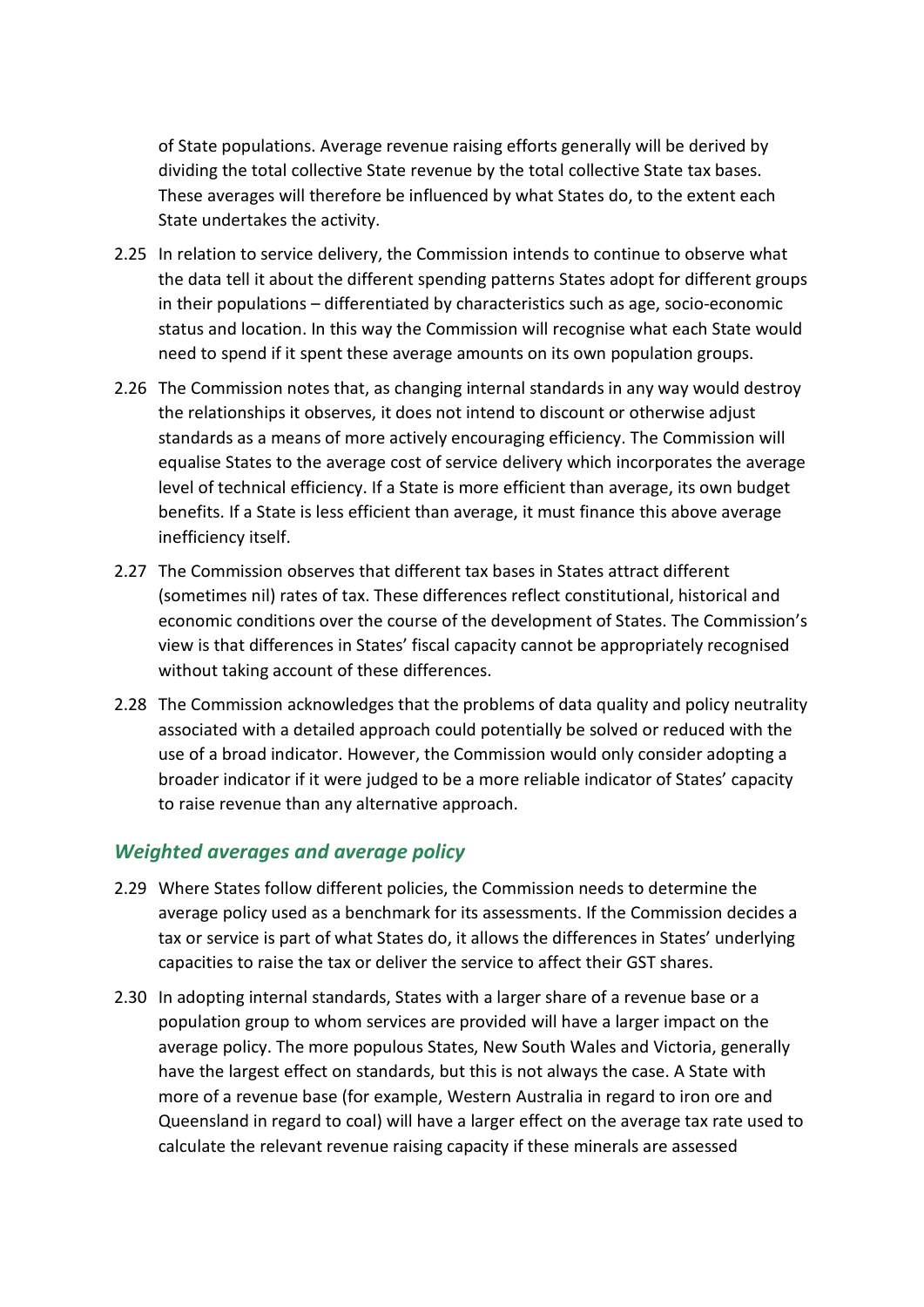of State populations. Average revenue raising efforts generally will be derived by dividing the total collective State revenue by the total collective State tax bases. These averages will therefore be influenced by what States do, to the extent each State undertakes the activity.

2.25 In relation to service delivery, the Commission intends to continue to observe what the data tell it about the different spending patterns States adopt for different groups in their populations – differentiated by characteristics such as age, socio-economic status and location. In this way the Commission will recognise what each State would need to spend if it spent these average amounts on its own population groups.

2.26 The Commission notes that, as changing internal standards in any way would destroy the relationships it observes, it does not intend to discount or otherwise adjust standards as a means of more actively encouraging efficiency. The Commission will equalise States to the average cost of service delivery which incorporates the average level of technical efficiency. If a State is more efficient than average, its own budget benefits. If a State is less efficient than average, it must finance this above average inefficiency itself.

2.27 The Commission observes that different tax bases in States attract different (sometimes nil) rates of tax. These differences reflect constitutional, historical and economic conditions over the course of the development of States. The Commission's view is that differences in States' fiscal capacity cannot be appropriately recognised without taking account of these differences.

2.28 The Commission acknowledges that the problems of data quality and policy neutrality associated with a detailed approach could potentially be solved or reduced with the use of a broad indicator. However, the Commission would only consider adopting a broader indicator if it were judged to be a more reliable indicator of States' capacity to raise revenue than any alternative approach.

### *Weighted averages and average policy*

2.29 Where States follow different policies, the Commission needs to determine the average policy used as a benchmark for its assessments. If the Commission decides a tax or service is part of what States do, it allows the differences in States' underlying capacities to raise the tax or deliver the service to affect their GST shares.

2.30 In adopting internal standards, States with a larger share of a revenue base or a population group to whom services are provided will have a larger impact on the average policy. The more populous States, New South Wales and Victoria, generally have the largest effect on standards, but this is not always the case. A State with more of a revenue base (for example, Western Australia in regard to iron ore and Queensland in regard to coal) will have a larger effect on the average tax rate used to calculate the relevant revenue raising capacity if these minerals are assessed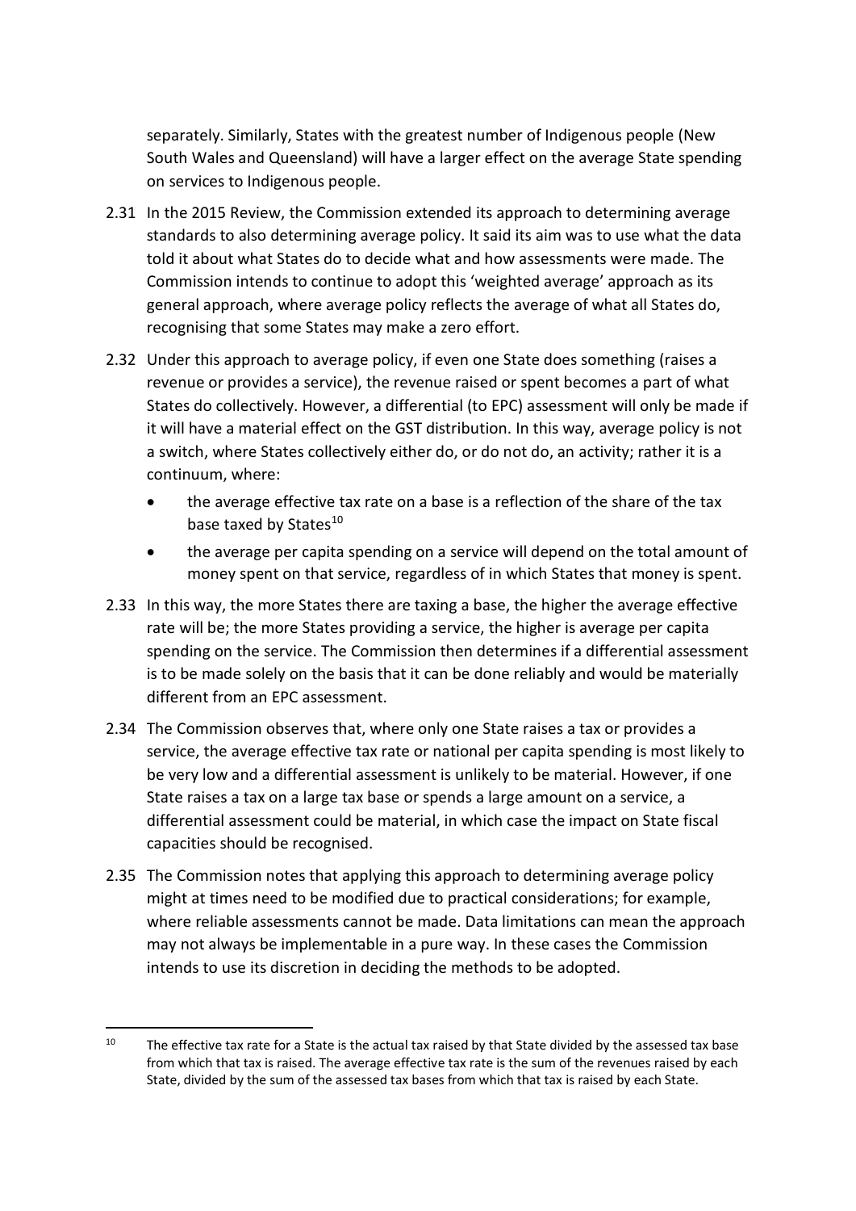separately. Similarly, States with the greatest number of Indigenous people (New South Wales and Queensland) will have a larger effect on the average State spending on services to Indigenous people.

2.31 In the 2015 Review, the Commission extended its approach to determining average standards to also determining average policy. It said its aim was to use what the data told it about what States do to decide what and how assessments were made. The Commission intends to continue to adopt this 'weighted average' approach as its general approach, where average policy reflects the average of what all States do, recognising that some States may make a zero effort.

2.32 Under this approach to average policy, if even one State does something (raises a revenue or provides a service), the revenue raised or spent becomes a part of what States do collectively. However, a differential (to EPC) assessment will only be made if it will have a material effect on the GST distribution. In this way, average policy is not a switch, where States collectively either do, or do not do, an activity; rather it is a continuum, where:

- the average effective tax rate on a base is a reflection of the share of the tax base taxed by States[10]
- the average per capita spending on a service will depend on the total amount of money spent on that service, regardless of in which States that money is spent.

2.33 In this way, the more States there are taxing a base, the higher the average effective rate will be; the more States providing a service, the higher is average per capita spending on the service. The Commission then determines if a differential assessment is to be made solely on the basis that it can be done reliably and would be materially different from an EPC assessment.

2.34 The Commission observes that, where only one State raises a tax or provides a service, the average effective tax rate or national per capita spending is most likely to be very low and a differential assessment is unlikely to be material. However, if one State raises a tax on a large tax base or spends a large amount on a service, a differential assessment could be material, in which case the impact on State fiscal capacities should be recognised.

2.35 The Commission notes that applying this approach to determining average policy might at times need to be modified due to practical considerations; for example, where reliable assessments cannot be made. Data limitations can mean the approach may not always be implementable in a pure way. In these cases the Commission intends to use its discretion in deciding the methods to be adopted.

---

[10] The effective tax rate for a State is the actual tax raised by that State divided by the assessed tax base from which that tax is raised. The average effective tax rate is the sum of the revenues raised by each State, divided by the sum of the assessed tax bases from which that tax is raised by each State.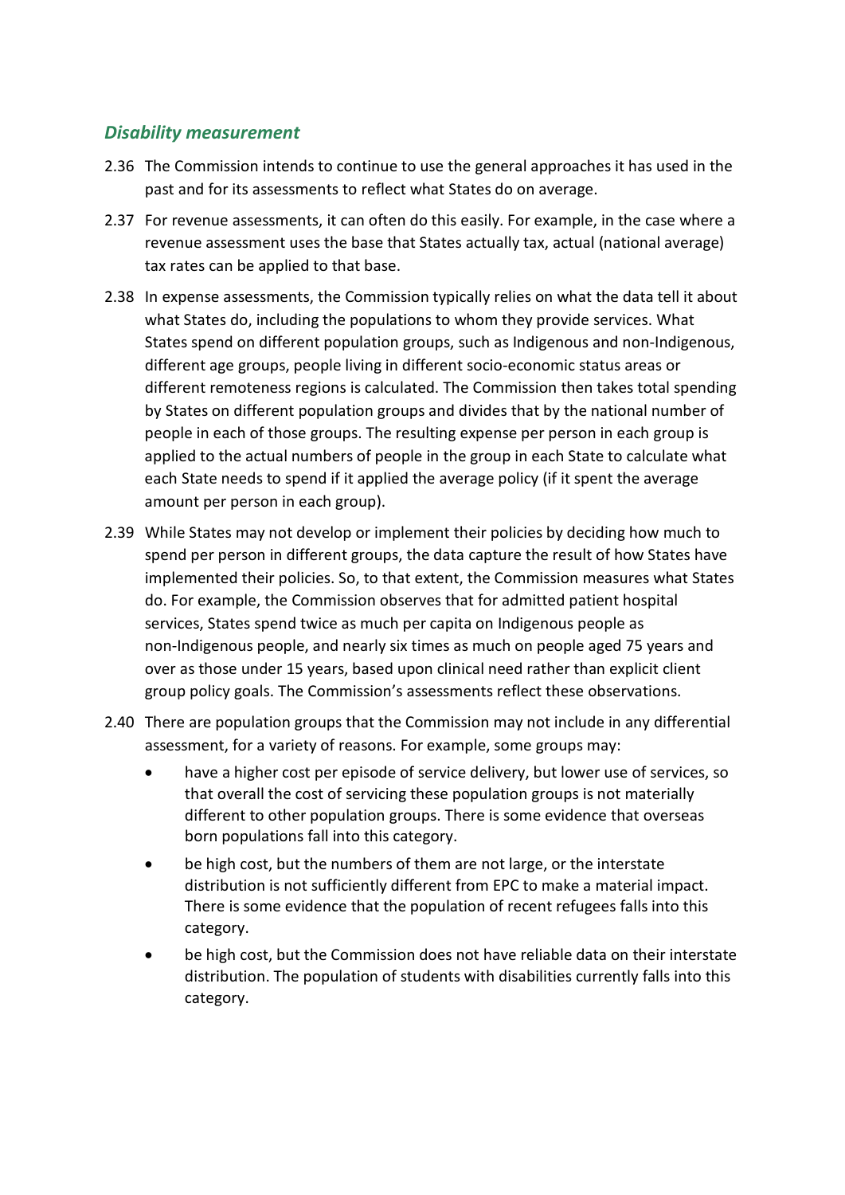### *Disability measurement*

2.36 The Commission intends to continue to use the general approaches it has used in the past and for its assessments to reflect what States do on average.

2.37 For revenue assessments, it can often do this easily. For example, in the case where a revenue assessment uses the base that States actually tax, actual (national average) tax rates can be applied to that base.

2.38 In expense assessments, the Commission typically relies on what the data tell it about what States do, including the populations to whom they provide services. What States spend on different population groups, such as Indigenous and non-Indigenous, different age groups, people living in different socio-economic status areas or different remoteness regions is calculated. The Commission then takes total spending by States on different population groups and divides that by the national number of people in each of those groups. The resulting expense per person in each group is applied to the actual numbers of people in the group in each State to calculate what each State needs to spend if it applied the average policy (if it spent the average amount per person in each group).

2.39 While States may not develop or implement their policies by deciding how much to spend per person in different groups, the data capture the result of how States have implemented their policies. So, to that extent, the Commission measures what States do. For example, the Commission observes that for admitted patient hospital services, States spend twice as much per capita on Indigenous people as non-Indigenous people, and nearly six times as much on people aged 75 years and over as those under 15 years, based upon clinical need rather than explicit client group policy goals. The Commission's assessments reflect these observations.

2.40 There are population groups that the Commission may not include in any differential assessment, for a variety of reasons. For example, some groups may:

- have a higher cost per episode of service delivery, but lower use of services, so that overall the cost of servicing these population groups is not materially different to other population groups. There is some evidence that overseas born populations fall into this category.
- be high cost, but the numbers of them are not large, or the interstate distribution is not sufficiently different from EPC to make a material impact. There is some evidence that the population of recent refugees falls into this category.
- be high cost, but the Commission does not have reliable data on their interstate distribution. The population of students with disabilities currently falls into this category.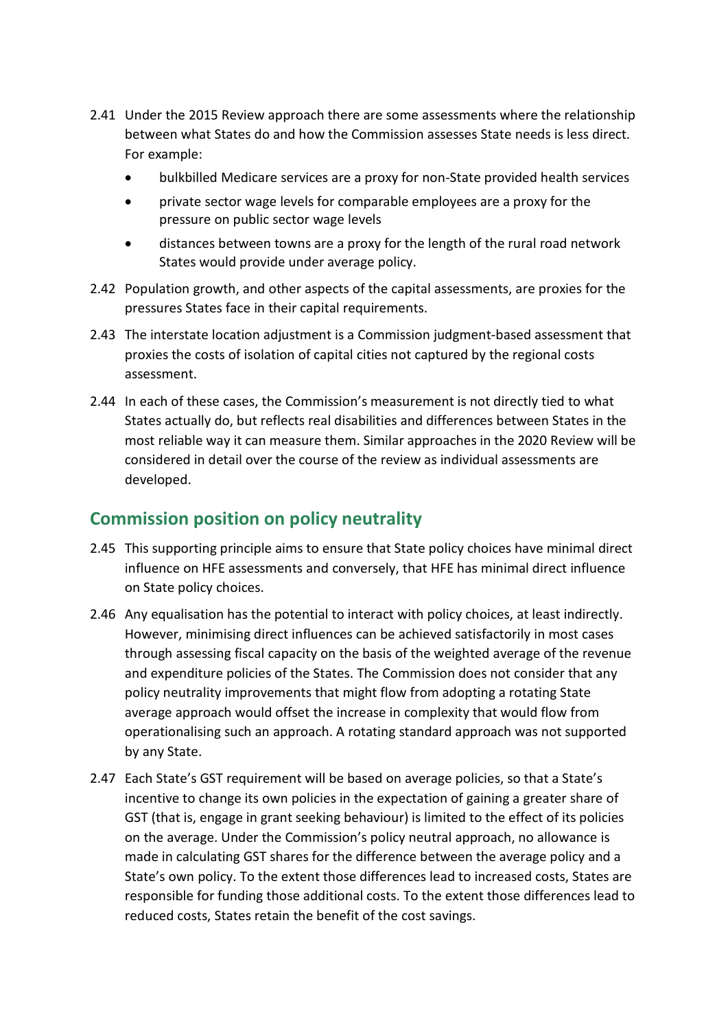2.41 Under the 2015 Review approach there are some assessments where the relationship between what States do and how the Commission assesses State needs is less direct. For example:

- bulkbilled Medicare services are a proxy for non-State provided health services
- private sector wage levels for comparable employees are a proxy for the pressure on public sector wage levels
- distances between towns are a proxy for the length of the rural road network States would provide under average policy.

2.42 Population growth, and other aspects of the capital assessments, are proxies for the pressures States face in their capital requirements.

2.43 The interstate location adjustment is a Commission judgment-based assessment that proxies the costs of isolation of capital cities not captured by the regional costs assessment.

2.44 In each of these cases, the Commission's measurement is not directly tied to what States actually do, but reflects real disabilities and differences between States in the most reliable way it can measure them. Similar approaches in the 2020 Review will be considered in detail over the course of the review as individual assessments are developed.

## Commission position on policy neutrality

2.45 This supporting principle aims to ensure that State policy choices have minimal direct influence on HFE assessments and conversely, that HFE has minimal direct influence on State policy choices.

2.46 Any equalisation has the potential to interact with policy choices, at least indirectly. However, minimising direct influences can be achieved satisfactorily in most cases through assessing fiscal capacity on the basis of the weighted average of the revenue and expenditure policies of the States. The Commission does not consider that any policy neutrality improvements that might flow from adopting a rotating State average approach would offset the increase in complexity that would flow from operationalising such an approach. A rotating standard approach was not supported by any State.

2.47 Each State's GST requirement will be based on average policies, so that a State's incentive to change its own policies in the expectation of gaining a greater share of GST (that is, engage in grant seeking behaviour) is limited to the effect of its policies on the average. Under the Commission's policy neutral approach, no allowance is made in calculating GST shares for the difference between the average policy and a State's own policy. To the extent those differences lead to increased costs, States are responsible for funding those additional costs. To the extent those differences lead to reduced costs, States retain the benefit of the cost savings.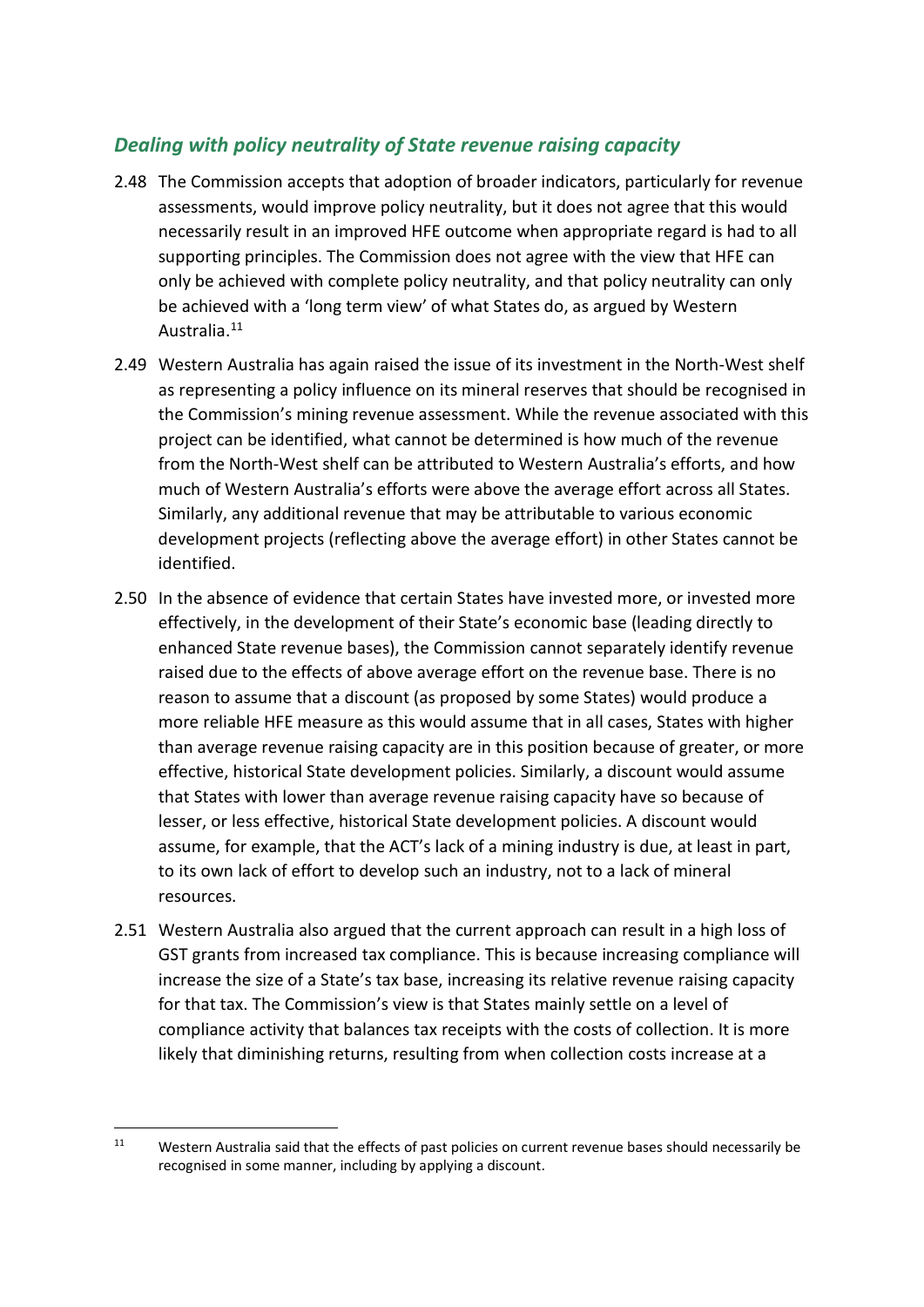### *Dealing with policy neutrality of State revenue raising capacity*

2.48 The Commission accepts that adoption of broader indicators, particularly for revenue assessments, would improve policy neutrality, but it does not agree that this would necessarily result in an improved HFE outcome when appropriate regard is had to all supporting principles. The Commission does not agree with the view that HFE can only be achieved with complete policy neutrality, and that policy neutrality can only be achieved with a 'long term view' of what States do, as argued by Western Australia.[11]

2.49 Western Australia has again raised the issue of its investment in the North-West shelf as representing a policy influence on its mineral reserves that should be recognised in the Commission's mining revenue assessment. While the revenue associated with this project can be identified, what cannot be determined is how much of the revenue from the North-West shelf can be attributed to Western Australia's efforts, and how much of Western Australia's efforts were above the average effort across all States. Similarly, any additional revenue that may be attributable to various economic development projects (reflecting above the average effort) in other States cannot be identified.

2.50 In the absence of evidence that certain States have invested more, or invested more effectively, in the development of their State's economic base (leading directly to enhanced State revenue bases), the Commission cannot separately identify revenue raised due to the effects of above average effort on the revenue base. There is no reason to assume that a discount (as proposed by some States) would produce a more reliable HFE measure as this would assume that in all cases, States with higher than average revenue raising capacity are in this position because of greater, or more effective, historical State development policies. Similarly, a discount would assume that States with lower than average revenue raising capacity have so because of lesser, or less effective, historical State development policies. A discount would assume, for example, that the ACT's lack of a mining industry is due, at least in part, to its own lack of effort to develop such an industry, not to a lack of mineral resources.

2.51 Western Australia also argued that the current approach can result in a high loss of GST grants from increased tax compliance. This is because increasing compliance will increase the size of a State's tax base, increasing its relative revenue raising capacity for that tax. The Commission's view is that States mainly settle on a level of compliance activity that balances tax receipts with the costs of collection. It is more likely that diminishing returns, resulting from when collection costs increase at a

---

[11] Western Australia said that the effects of past policies on current revenue bases should necessarily be recognised in some manner, including by applying a discount.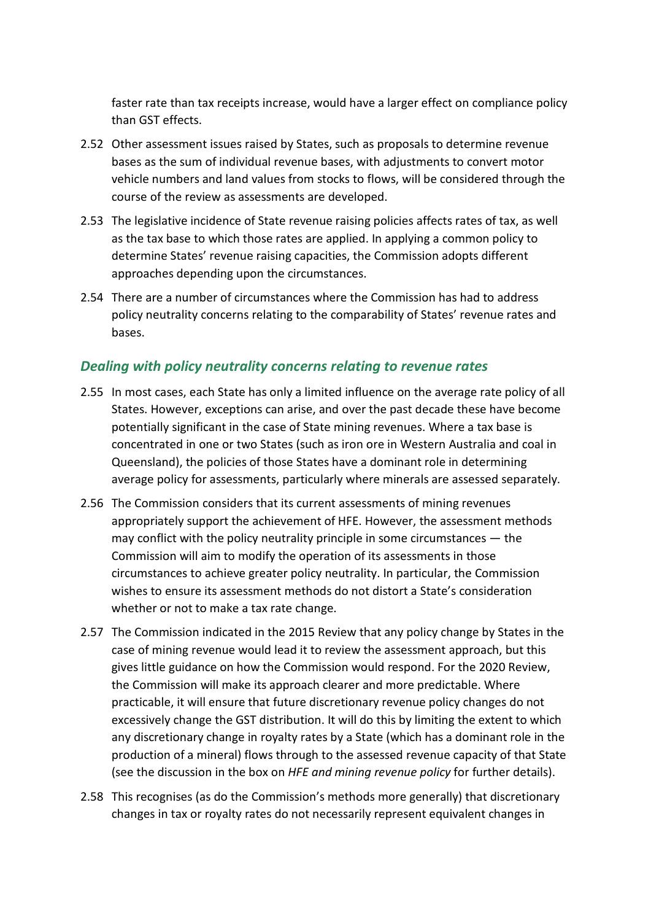faster rate than tax receipts increase, would have a larger effect on compliance policy than GST effects.

2.52 Other assessment issues raised by States, such as proposals to determine revenue bases as the sum of individual revenue bases, with adjustments to convert motor vehicle numbers and land values from stocks to flows, will be considered through the course of the review as assessments are developed.

2.53 The legislative incidence of State revenue raising policies affects rates of tax, as well as the tax base to which those rates are applied. In applying a common policy to determine States' revenue raising capacities, the Commission adopts different approaches depending upon the circumstances.

2.54 There are a number of circumstances where the Commission has had to address policy neutrality concerns relating to the comparability of States' revenue rates and bases.

### *Dealing with policy neutrality concerns relating to revenue rates*

2.55 In most cases, each State has only a limited influence on the average rate policy of all States. However, exceptions can arise, and over the past decade these have become potentially significant in the case of State mining revenues. Where a tax base is concentrated in one or two States (such as iron ore in Western Australia and coal in Queensland), the policies of those States have a dominant role in determining average policy for assessments, particularly where minerals are assessed separately.

2.56 The Commission considers that its current assessments of mining revenues appropriately support the achievement of HFE. However, the assessment methods may conflict with the policy neutrality principle in some circumstances — the Commission will aim to modify the operation of its assessments in those circumstances to achieve greater policy neutrality. In particular, the Commission wishes to ensure its assessment methods do not distort a State's consideration whether or not to make a tax rate change.

2.57 The Commission indicated in the 2015 Review that any policy change by States in the case of mining revenue would lead it to review the assessment approach, but this gives little guidance on how the Commission would respond. For the 2020 Review, the Commission will make its approach clearer and more predictable. Where practicable, it will ensure that future discretionary revenue policy changes do not excessively change the GST distribution. It will do this by limiting the extent to which any discretionary change in royalty rates by a State (which has a dominant role in the production of a mineral) flows through to the assessed revenue capacity of that State (see the discussion in the box on *HFE and mining revenue policy* for further details).

2.58 This recognises (as do the Commission's methods more generally) that discretionary changes in tax or royalty rates do not necessarily represent equivalent changes in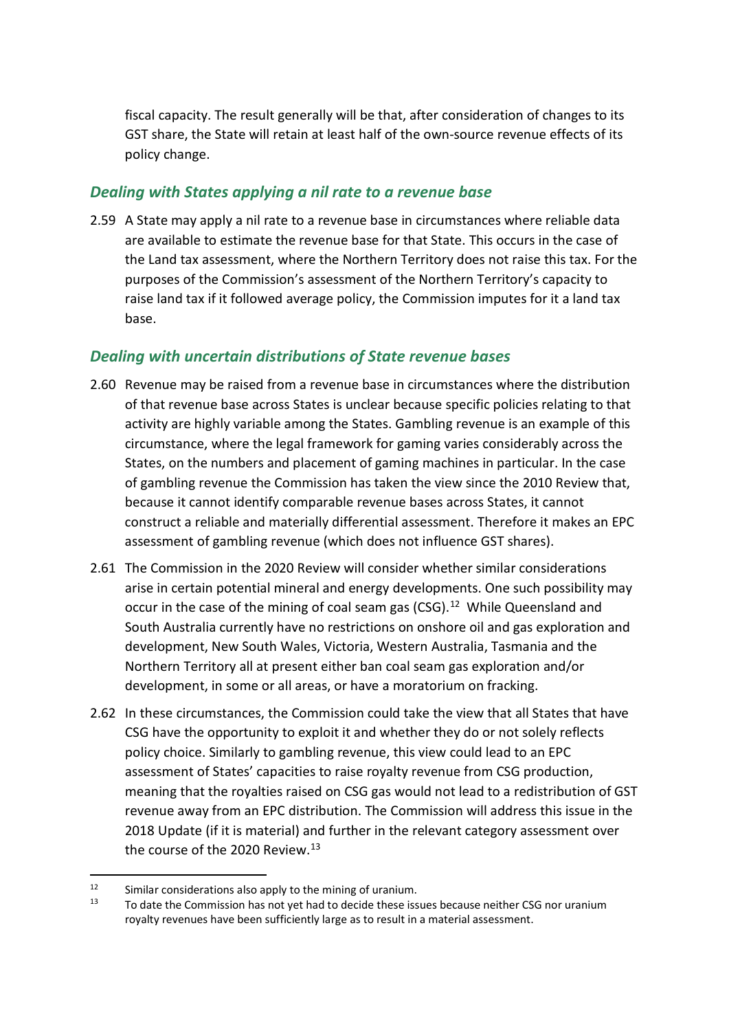fiscal capacity. The result generally will be that, after consideration of changes to its GST share, the State will retain at least half of the own-source revenue effects of its policy change.

### *Dealing with States applying a nil rate to a revenue base*

2.59 A State may apply a nil rate to a revenue base in circumstances where reliable data are available to estimate the revenue base for that State. This occurs in the case of the Land tax assessment, where the Northern Territory does not raise this tax. For the purposes of the Commission's assessment of the Northern Territory's capacity to raise land tax if it followed average policy, the Commission imputes for it a land tax base.

### *Dealing with uncertain distributions of State revenue bases*

2.60 Revenue may be raised from a revenue base in circumstances where the distribution of that revenue base across States is unclear because specific policies relating to that activity are highly variable among the States. Gambling revenue is an example of this circumstance, where the legal framework for gaming varies considerably across the States, on the numbers and placement of gaming machines in particular. In the case of gambling revenue the Commission has taken the view since the 2010 Review that, because it cannot identify comparable revenue bases across States, it cannot construct a reliable and materially differential assessment. Therefore it makes an EPC assessment of gambling revenue (which does not influence GST shares).

2.61 The Commission in the 2020 Review will consider whether similar considerations arise in certain potential mineral and energy developments. One such possibility may occur in the case of the mining of coal seam gas (CSG).[12] While Queensland and South Australia currently have no restrictions on onshore oil and gas exploration and development, New South Wales, Victoria, Western Australia, Tasmania and the Northern Territory all at present either ban coal seam gas exploration and/or development, in some or all areas, or have a moratorium on fracking.

2.62 In these circumstances, the Commission could take the view that all States that have CSG have the opportunity to exploit it and whether they do or not solely reflects policy choice. Similarly to gambling revenue, this view could lead to an EPC assessment of States' capacities to raise royalty revenue from CSG production, meaning that the royalties raised on CSG gas would not lead to a redistribution of GST revenue away from an EPC distribution. The Commission will address this issue in the 2018 Update (if it is material) and further in the relevant category assessment over the course of the 2020 Review.[13]

---

[12] Similar considerations also apply to the mining of uranium.

[13] To date the Commission has not yet had to decide these issues because neither CSG nor uranium royalty revenues have been sufficiently large as to result in a material assessment.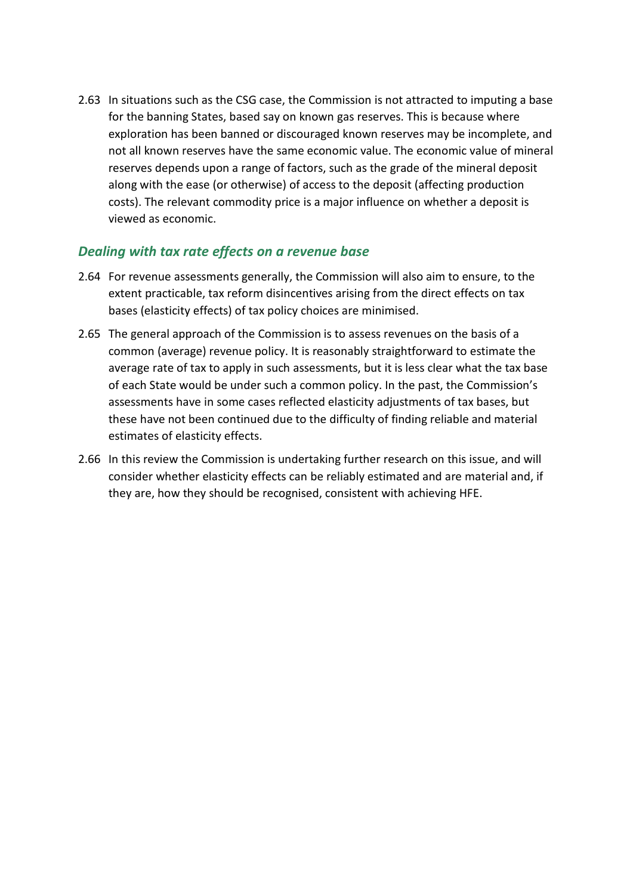2.63 In situations such as the CSG case, the Commission is not attracted to imputing a base for the banning States, based say on known gas reserves. This is because where exploration has been banned or discouraged known reserves may be incomplete, and not all known reserves have the same economic value. The economic value of mineral reserves depends upon a range of factors, such as the grade of the mineral deposit along with the ease (or otherwise) of access to the deposit (affecting production costs). The relevant commodity price is a major influence on whether a deposit is viewed as economic.

### *Dealing with tax rate effects on a revenue base*

2.64 For revenue assessments generally, the Commission will also aim to ensure, to the extent practicable, tax reform disincentives arising from the direct effects on tax bases (elasticity effects) of tax policy choices are minimised.

2.65 The general approach of the Commission is to assess revenues on the basis of a common (average) revenue policy. It is reasonably straightforward to estimate the average rate of tax to apply in such assessments, but it is less clear what the tax base of each State would be under such a common policy. In the past, the Commission's assessments have in some cases reflected elasticity adjustments of tax bases, but these have not been continued due to the difficulty of finding reliable and material estimates of elasticity effects.

2.66 In this review the Commission is undertaking further research on this issue, and will consider whether elasticity effects can be reliably estimated and are material and, if they are, how they should be recognised, consistent with achieving HFE.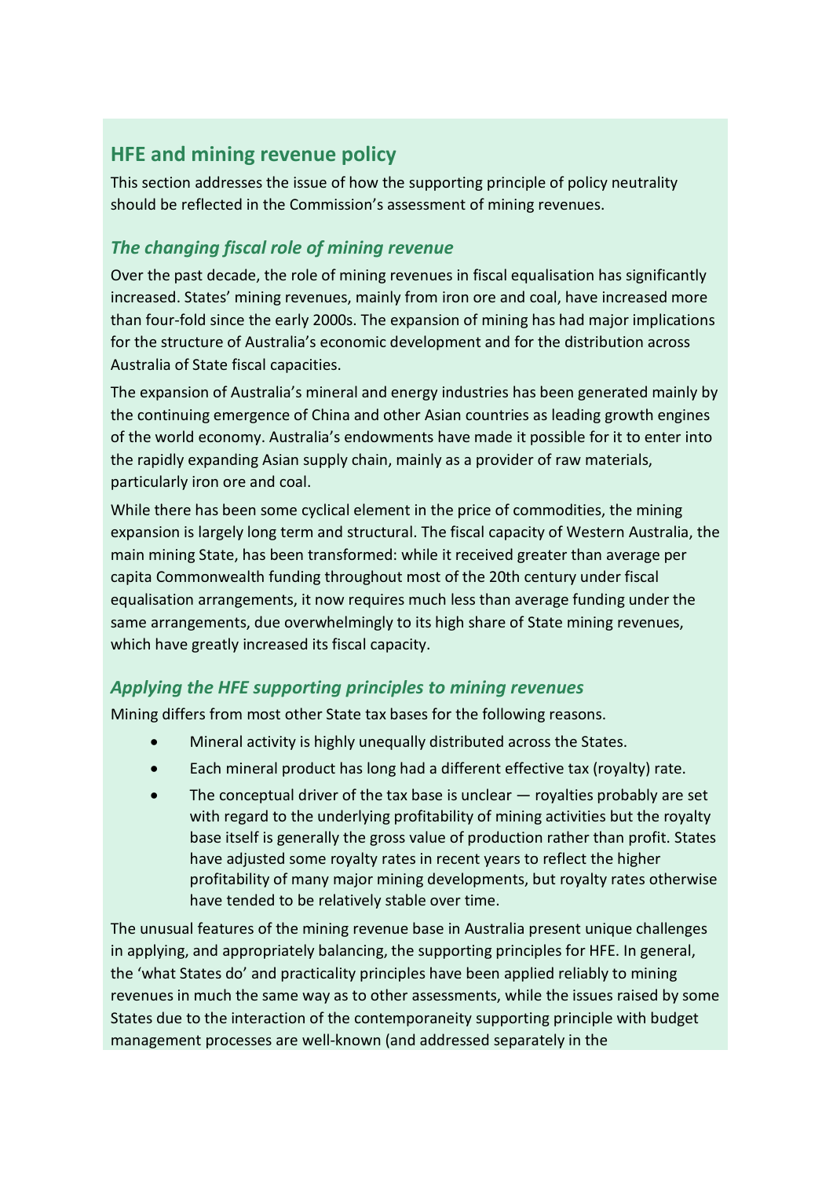## HFE and mining revenue policy

This section addresses the issue of how the supporting principle of policy neutrality should be reflected in the Commission's assessment of mining revenues.

### *The changing fiscal role of mining revenue*

Over the past decade, the role of mining revenues in fiscal equalisation has significantly increased. States' mining revenues, mainly from iron ore and coal, have increased more than four-fold since the early 2000s. The expansion of mining has had major implications for the structure of Australia's economic development and for the distribution across Australia of State fiscal capacities.

The expansion of Australia's mineral and energy industries has been generated mainly by the continuing emergence of China and other Asian countries as leading growth engines of the world economy. Australia's endowments have made it possible for it to enter into the rapidly expanding Asian supply chain, mainly as a provider of raw materials, particularly iron ore and coal.

While there has been some cyclical element in the price of commodities, the mining expansion is largely long term and structural. The fiscal capacity of Western Australia, the main mining State, has been transformed: while it received greater than average per capita Commonwealth funding throughout most of the 20th century under fiscal equalisation arrangements, it now requires much less than average funding under the same arrangements, due overwhelmingly to its high share of State mining revenues, which have greatly increased its fiscal capacity.

### *Applying the HFE supporting principles to mining revenues*

Mining differs from most other State tax bases for the following reasons.

- Mineral activity is highly unequally distributed across the States.
- Each mineral product has long had a different effective tax (royalty) rate.
- The conceptual driver of the tax base is unclear — royalties probably are set with regard to the underlying profitability of mining activities but the royalty base itself is generally the gross value of production rather than profit. States have adjusted some royalty rates in recent years to reflect the higher profitability of many major mining developments, but royalty rates otherwise have tended to be relatively stable over time.

The unusual features of the mining revenue base in Australia present unique challenges in applying, and appropriately balancing, the supporting principles for HFE. In general, the 'what States do' and practicality principles have been applied reliably to mining revenues in much the same way as to other assessments, while the issues raised by some States due to the interaction of the contemporaneity supporting principle with budget management processes are well-known (and addressed separately in the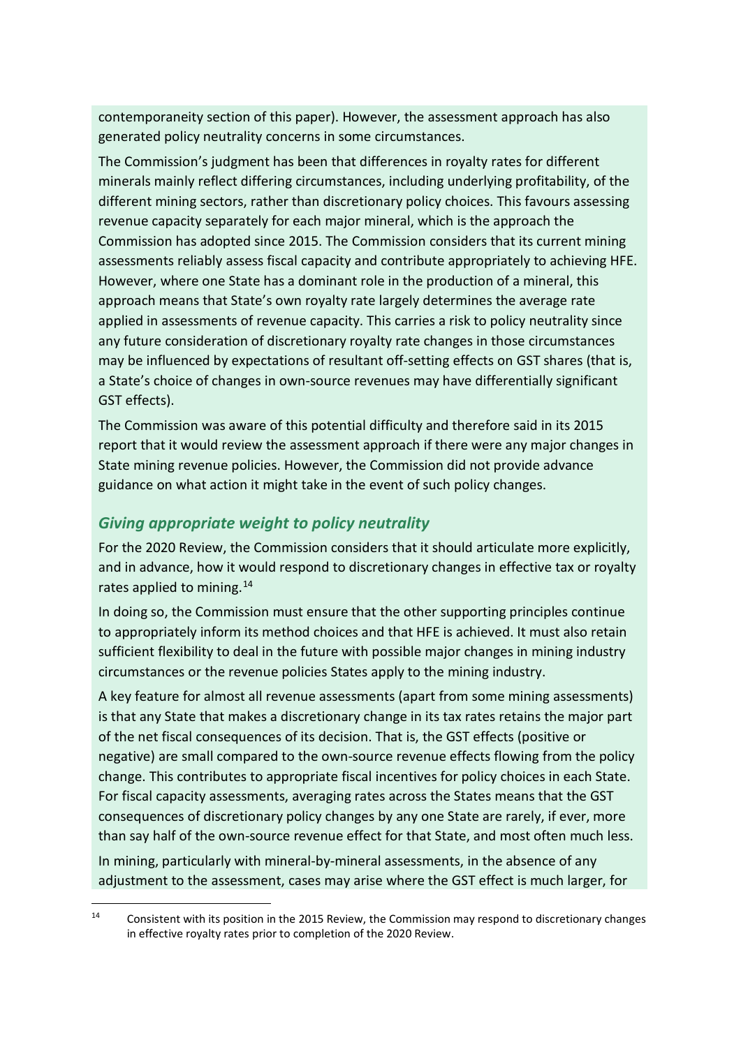contemporaneity section of this paper). However, the assessment approach has also generated policy neutrality concerns in some circumstances.

The Commission's judgment has been that differences in royalty rates for different minerals mainly reflect differing circumstances, including underlying profitability, of the different mining sectors, rather than discretionary policy choices. This favours assessing revenue capacity separately for each major mineral, which is the approach the Commission has adopted since 2015. The Commission considers that its current mining assessments reliably assess fiscal capacity and contribute appropriately to achieving HFE. However, where one State has a dominant role in the production of a mineral, this approach means that State's own royalty rate largely determines the average rate applied in assessments of revenue capacity. This carries a risk to policy neutrality since any future consideration of discretionary royalty rate changes in those circumstances may be influenced by expectations of resultant off-setting effects on GST shares (that is, a State's choice of changes in own-source revenues may have differentially significant GST effects).

The Commission was aware of this potential difficulty and therefore said in its 2015 report that it would review the assessment approach if there were any major changes in State mining revenue policies. However, the Commission did not provide advance guidance on what action it might take in the event of such policy changes.

### *Giving appropriate weight to policy neutrality*

For the 2020 Review, the Commission considers that it should articulate more explicitly, and in advance, how it would respond to discretionary changes in effective tax or royalty rates applied to mining.[14]

In doing so, the Commission must ensure that the other supporting principles continue to appropriately inform its method choices and that HFE is achieved. It must also retain sufficient flexibility to deal in the future with possible major changes in mining industry circumstances or the revenue policies States apply to the mining industry.

A key feature for almost all revenue assessments (apart from some mining assessments) is that any State that makes a discretionary change in its tax rates retains the major part of the net fiscal consequences of its decision. That is, the GST effects (positive or negative) are small compared to the own-source revenue effects flowing from the policy change. This contributes to appropriate fiscal incentives for policy choices in each State. For fiscal capacity assessments, averaging rates across the States means that the GST consequences of discretionary policy changes by any one State are rarely, if ever, more than say half of the own-source revenue effect for that State, and most often much less.

In mining, particularly with mineral-by-mineral assessments, in the absence of any adjustment to the assessment, cases may arise where the GST effect is much larger, for

[14] Consistent with its position in the 2015 Review, the Commission may respond to discretionary changes in effective royalty rates prior to completion of the 2020 Review.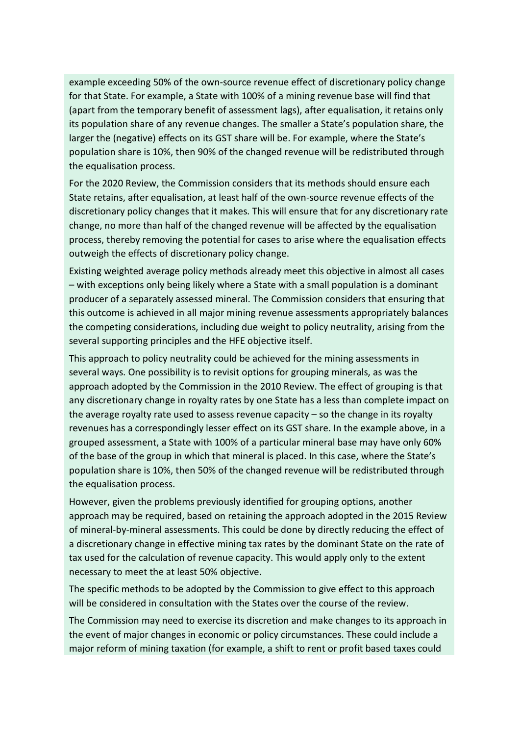example exceeding 50% of the own-source revenue effect of discretionary policy change for that State. For example, a State with 100% of a mining revenue base will find that (apart from the temporary benefit of assessment lags), after equalisation, it retains only its population share of any revenue changes. The smaller a State's population share, the larger the (negative) effects on its GST share will be. For example, where the State's population share is 10%, then 90% of the changed revenue will be redistributed through the equalisation process.

For the 2020 Review, the Commission considers that its methods should ensure each State retains, after equalisation, at least half of the own-source revenue effects of the discretionary policy changes that it makes. This will ensure that for any discretionary rate change, no more than half of the changed revenue will be affected by the equalisation process, thereby removing the potential for cases to arise where the equalisation effects outweigh the effects of discretionary policy change.

Existing weighted average policy methods already meet this objective in almost all cases – with exceptions only being likely where a State with a small population is a dominant producer of a separately assessed mineral. The Commission considers that ensuring that this outcome is achieved in all major mining revenue assessments appropriately balances the competing considerations, including due weight to policy neutrality, arising from the several supporting principles and the HFE objective itself.

This approach to policy neutrality could be achieved for the mining assessments in several ways. One possibility is to revisit options for grouping minerals, as was the approach adopted by the Commission in the 2010 Review. The effect of grouping is that any discretionary change in royalty rates by one State has a less than complete impact on the average royalty rate used to assess revenue capacity – so the change in its royalty revenues has a correspondingly lesser effect on its GST share. In the example above, in a grouped assessment, a State with 100% of a particular mineral base may have only 60% of the base of the group in which that mineral is placed. In this case, where the State's population share is 10%, then 50% of the changed revenue will be redistributed through the equalisation process.

However, given the problems previously identified for grouping options, another approach may be required, based on retaining the approach adopted in the 2015 Review of mineral-by-mineral assessments. This could be done by directly reducing the effect of a discretionary change in effective mining tax rates by the dominant State on the rate of tax used for the calculation of revenue capacity. This would apply only to the extent necessary to meet the at least 50% objective.

The specific methods to be adopted by the Commission to give effect to this approach will be considered in consultation with the States over the course of the review.

The Commission may need to exercise its discretion and make changes to its approach in the event of major changes in economic or policy circumstances. These could include a major reform of mining taxation (for example, a shift to rent or profit based taxes could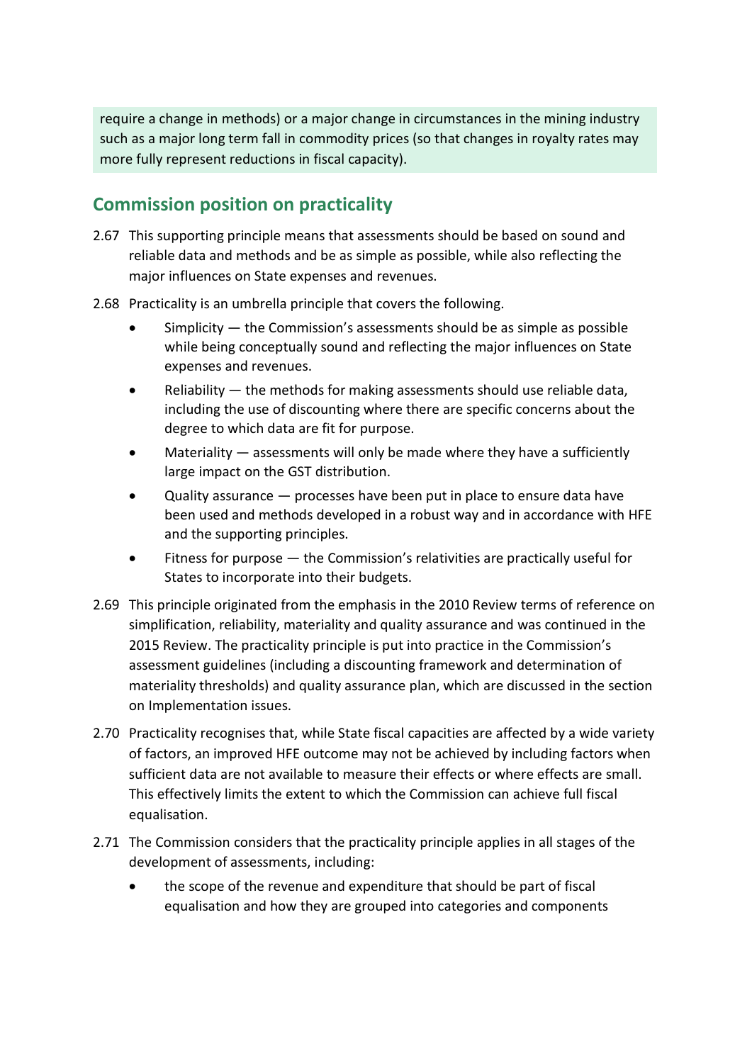require a change in methods) or a major change in circumstances in the mining industry such as a major long term fall in commodity prices (so that changes in royalty rates may more fully represent reductions in fiscal capacity).

## Commission position on practicality

2.67 This supporting principle means that assessments should be based on sound and reliable data and methods and be as simple as possible, while also reflecting the major influences on State expenses and revenues.

2.68 Practicality is an umbrella principle that covers the following.

- Simplicity — the Commission's assessments should be as simple as possible while being conceptually sound and reflecting the major influences on State expenses and revenues.
- Reliability — the methods for making assessments should use reliable data, including the use of discounting where there are specific concerns about the degree to which data are fit for purpose.
- Materiality — assessments will only be made where they have a sufficiently large impact on the GST distribution.
- Quality assurance — processes have been put in place to ensure data have been used and methods developed in a robust way and in accordance with HFE and the supporting principles.
- Fitness for purpose — the Commission's relativities are practically useful for States to incorporate into their budgets.

2.69 This principle originated from the emphasis in the 2010 Review terms of reference on simplification, reliability, materiality and quality assurance and was continued in the 2015 Review. The practicality principle is put into practice in the Commission's assessment guidelines (including a discounting framework and determination of materiality thresholds) and quality assurance plan, which are discussed in the section on Implementation issues.

2.70 Practicality recognises that, while State fiscal capacities are affected by a wide variety of factors, an improved HFE outcome may not be achieved by including factors when sufficient data are not available to measure their effects or where effects are small. This effectively limits the extent to which the Commission can achieve full fiscal equalisation.

2.71 The Commission considers that the practicality principle applies in all stages of the development of assessments, including:

- the scope of the revenue and expenditure that should be part of fiscal equalisation and how they are grouped into categories and components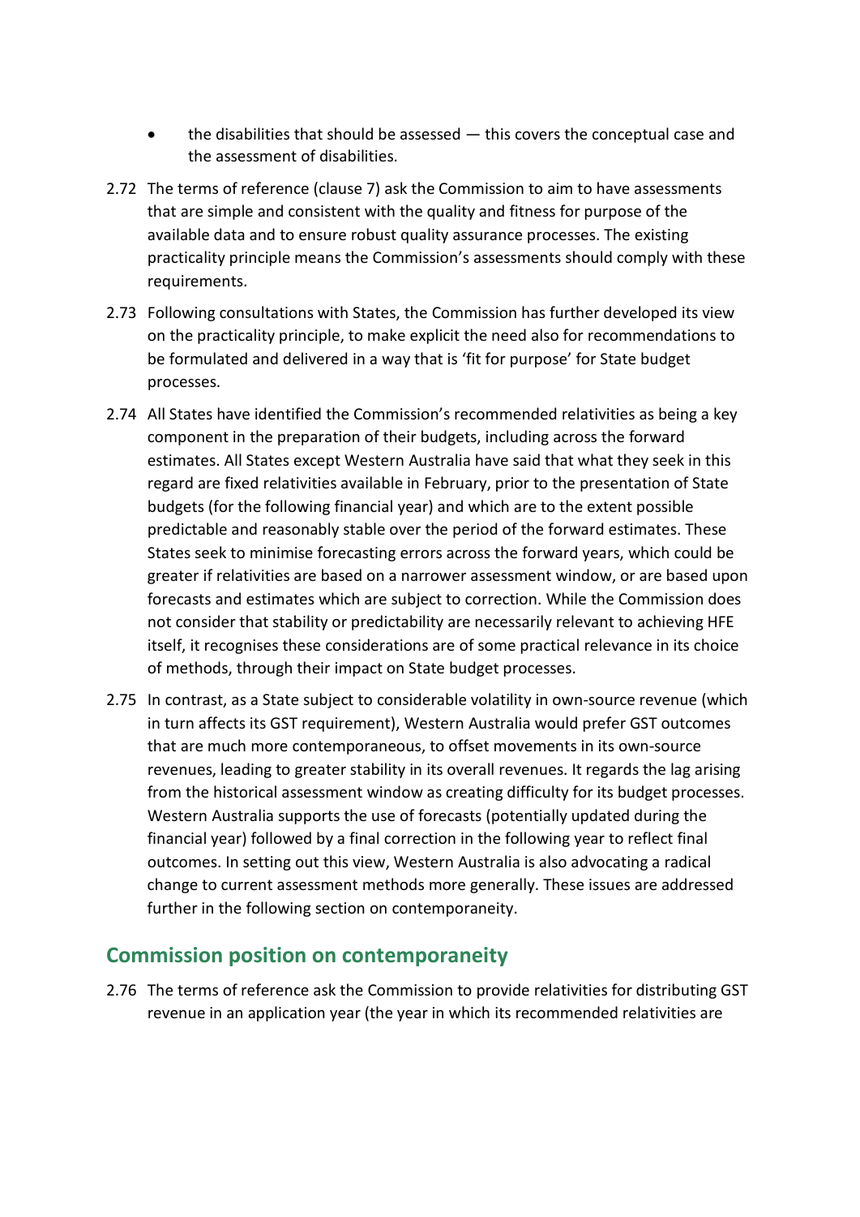- the disabilities that should be assessed — this covers the conceptual case and the assessment of disabilities.

2.72 The terms of reference (clause 7) ask the Commission to aim to have assessments that are simple and consistent with the quality and fitness for purpose of the available data and to ensure robust quality assurance processes. The existing practicality principle means the Commission's assessments should comply with these requirements.

2.73 Following consultations with States, the Commission has further developed its view on the practicality principle, to make explicit the need also for recommendations to be formulated and delivered in a way that is 'fit for purpose' for State budget processes.

2.74 All States have identified the Commission's recommended relativities as being a key component in the preparation of their budgets, including across the forward estimates. All States except Western Australia have said that what they seek in this regard are fixed relativities available in February, prior to the presentation of State budgets (for the following financial year) and which are to the extent possible predictable and reasonably stable over the period of the forward estimates. These States seek to minimise forecasting errors across the forward years, which could be greater if relativities are based on a narrower assessment window, or are based upon forecasts and estimates which are subject to correction. While the Commission does not consider that stability or predictability are necessarily relevant to achieving HFE itself, it recognises these considerations are of some practical relevance in its choice of methods, through their impact on State budget processes.

2.75 In contrast, as a State subject to considerable volatility in own-source revenue (which in turn affects its GST requirement), Western Australia would prefer GST outcomes that are much more contemporaneous, to offset movements in its own-source revenues, leading to greater stability in its overall revenues. It regards the lag arising from the historical assessment window as creating difficulty for its budget processes. Western Australia supports the use of forecasts (potentially updated during the financial year) followed by a final correction in the following year to reflect final outcomes. In setting out this view, Western Australia is also advocating a radical change to current assessment methods more generally. These issues are addressed further in the following section on contemporaneity.

## Commission position on contemporaneity

2.76 The terms of reference ask the Commission to provide relativities for distributing GST revenue in an application year (the year in which its recommended relativities are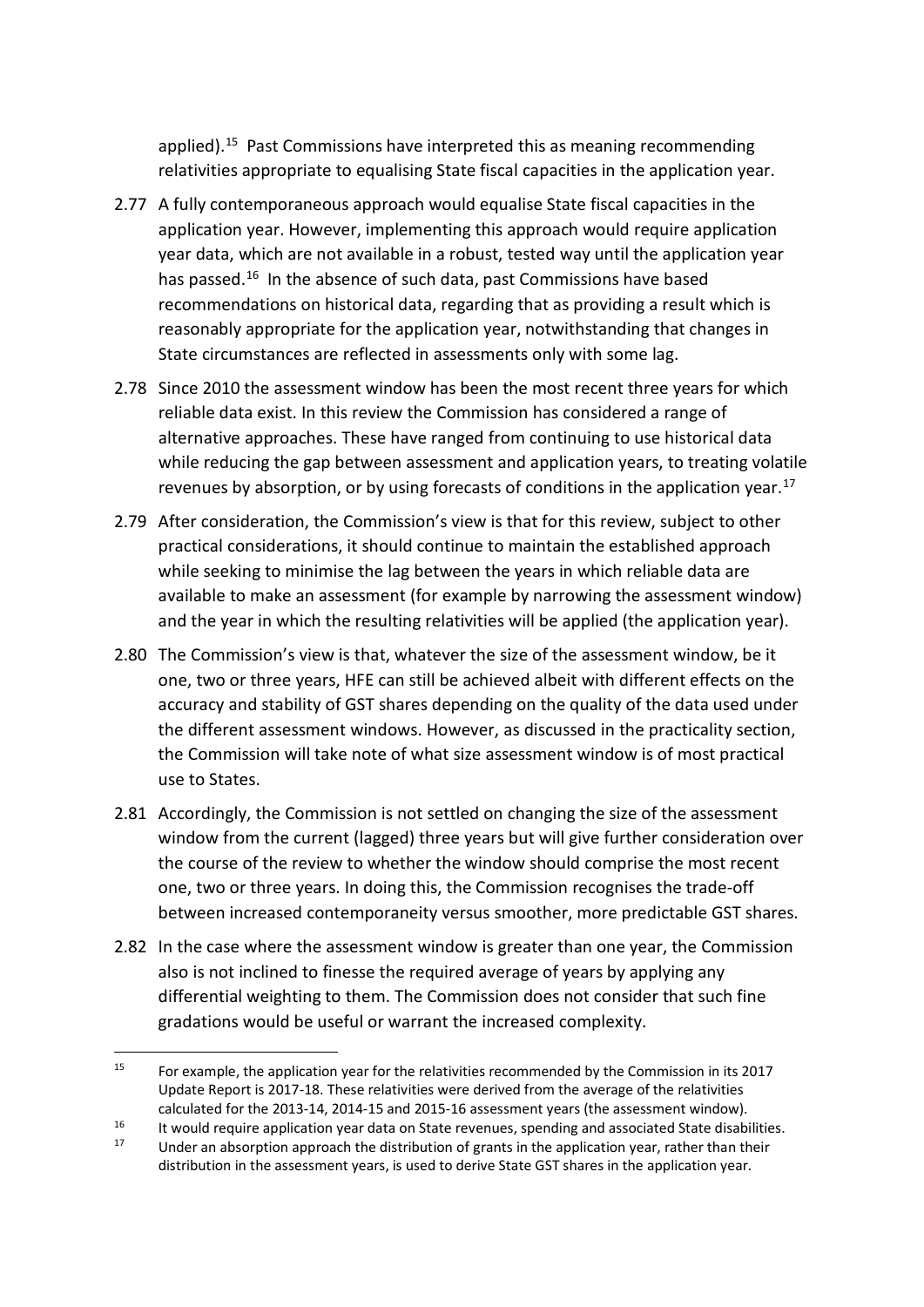applied).[15] Past Commissions have interpreted this as meaning recommending relativities appropriate to equalising State fiscal capacities in the application year.

2.77 A fully contemporaneous approach would equalise State fiscal capacities in the application year. However, implementing this approach would require application year data, which are not available in a robust, tested way until the application year has passed.[16] In the absence of such data, past Commissions have based recommendations on historical data, regarding that as providing a result which is reasonably appropriate for the application year, notwithstanding that changes in State circumstances are reflected in assessments only with some lag.

2.78 Since 2010 the assessment window has been the most recent three years for which reliable data exist. In this review the Commission has considered a range of alternative approaches. These have ranged from continuing to use historical data while reducing the gap between assessment and application years, to treating volatile revenues by absorption, or by using forecasts of conditions in the application year.[17]

2.79 After consideration, the Commission's view is that for this review, subject to other practical considerations, it should continue to maintain the established approach while seeking to minimise the lag between the years in which reliable data are available to make an assessment (for example by narrowing the assessment window) and the year in which the resulting relativities will be applied (the application year).

2.80 The Commission's view is that, whatever the size of the assessment window, be it one, two or three years, HFE can still be achieved albeit with different effects on the accuracy and stability of GST shares depending on the quality of the data used under the different assessment windows. However, as discussed in the practicality section, the Commission will take note of what size assessment window is of most practical use to States.

2.81 Accordingly, the Commission is not settled on changing the size of the assessment window from the current (lagged) three years but will give further consideration over the course of the review to whether the window should comprise the most recent one, two or three years. In doing this, the Commission recognises the trade-off between increased contemporaneity versus smoother, more predictable GST shares.

2.82 In the case where the assessment window is greater than one year, the Commission also is not inclined to finesse the required average of years by applying any differential weighting to them. The Commission does not consider that such fine gradations would be useful or warrant the increased complexity.

---

[15] For example, the application year for the relativities recommended by the Commission in its 2017 Update Report is 2017-18. These relativities were derived from the average of the relativities calculated for the 2013-14, 2014-15 and 2015-16 assessment years (the assessment window).

[16] It would require application year data on State revenues, spending and associated State disabilities.

[17] Under an absorption approach the distribution of grants in the application year, rather than their distribution in the assessment years, is used to derive State GST shares in the application year.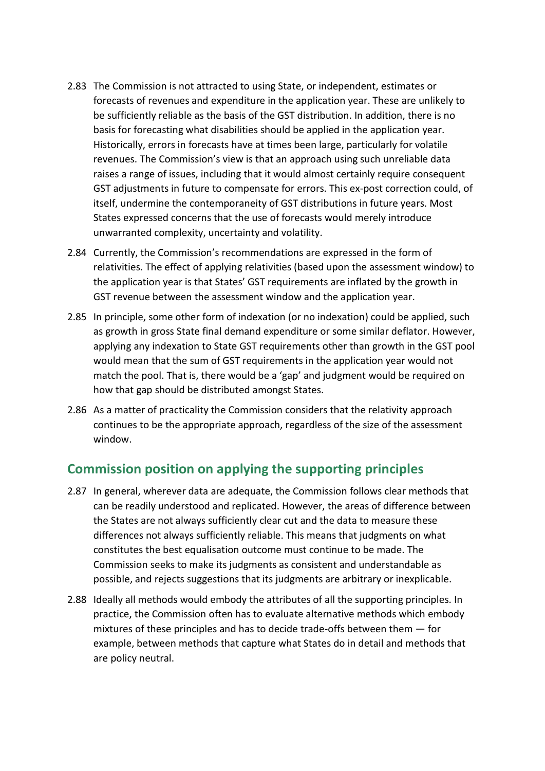2.83 The Commission is not attracted to using State, or independent, estimates or forecasts of revenues and expenditure in the application year. These are unlikely to be sufficiently reliable as the basis of the GST distribution. In addition, there is no basis for forecasting what disabilities should be applied in the application year. Historically, errors in forecasts have at times been large, particularly for volatile revenues. The Commission's view is that an approach using such unreliable data raises a range of issues, including that it would almost certainly require consequent GST adjustments in future to compensate for errors. This ex-post correction could, of itself, undermine the contemporaneity of GST distributions in future years. Most States expressed concerns that the use of forecasts would merely introduce unwarranted complexity, uncertainty and volatility.

2.84 Currently, the Commission's recommendations are expressed in the form of relativities. The effect of applying relativities (based upon the assessment window) to the application year is that States' GST requirements are inflated by the growth in GST revenue between the assessment window and the application year.

2.85 In principle, some other form of indexation (or no indexation) could be applied, such as growth in gross State final demand expenditure or some similar deflator. However, applying any indexation to State GST requirements other than growth in the GST pool would mean that the sum of GST requirements in the application year would not match the pool. That is, there would be a 'gap' and judgment would be required on how that gap should be distributed amongst States.

2.86 As a matter of practicality the Commission considers that the relativity approach continues to be the appropriate approach, regardless of the size of the assessment window.

## Commission position on applying the supporting principles

2.87 In general, wherever data are adequate, the Commission follows clear methods that can be readily understood and replicated. However, the areas of difference between the States are not always sufficiently clear cut and the data to measure these differences not always sufficiently reliable. This means that judgments on what constitutes the best equalisation outcome must continue to be made. The Commission seeks to make its judgments as consistent and understandable as possible, and rejects suggestions that its judgments are arbitrary or inexplicable.

2.88 Ideally all methods would embody the attributes of all the supporting principles. In practice, the Commission often has to evaluate alternative methods which embody mixtures of these principles and has to decide trade-offs between them — for example, between methods that capture what States do in detail and methods that are policy neutral.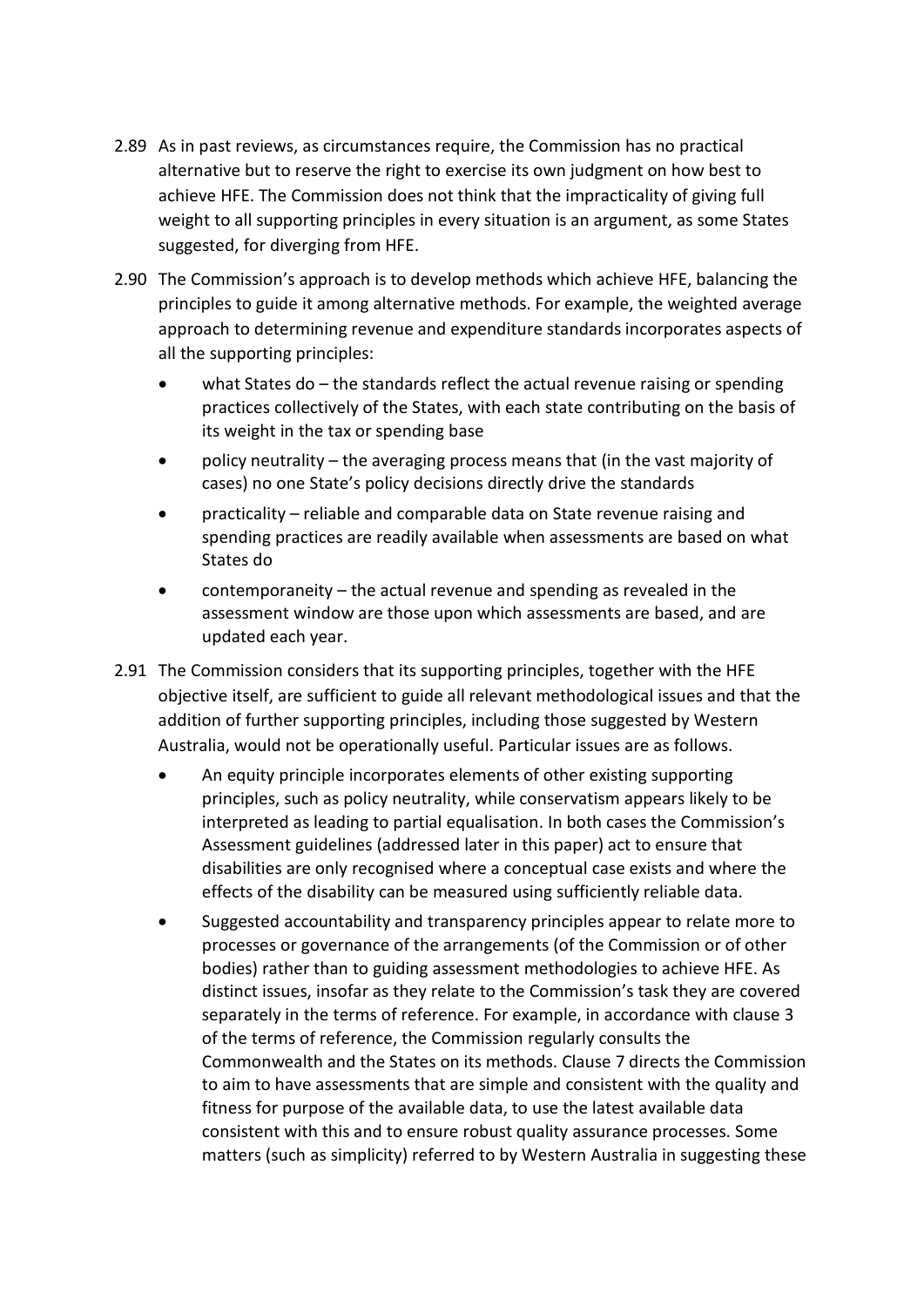2.89 As in past reviews, as circumstances require, the Commission has no practical alternative but to reserve the right to exercise its own judgment on how best to achieve HFE. The Commission does not think that the impracticality of giving full weight to all supporting principles in every situation is an argument, as some States suggested, for diverging from HFE.

2.90 The Commission's approach is to develop methods which achieve HFE, balancing the principles to guide it among alternative methods. For example, the weighted average approach to determining revenue and expenditure standards incorporates aspects of all the supporting principles:

- what States do – the standards reflect the actual revenue raising or spending practices collectively of the States, with each state contributing on the basis of its weight in the tax or spending base
- policy neutrality – the averaging process means that (in the vast majority of cases) no one State's policy decisions directly drive the standards
- practicality – reliable and comparable data on State revenue raising and spending practices are readily available when assessments are based on what States do
- contemporaneity – the actual revenue and spending as revealed in the assessment window are those upon which assessments are based, and are updated each year.

2.91 The Commission considers that its supporting principles, together with the HFE objective itself, are sufficient to guide all relevant methodological issues and that the addition of further supporting principles, including those suggested by Western Australia, would not be operationally useful. Particular issues are as follows.

- An equity principle incorporates elements of other existing supporting principles, such as policy neutrality, while conservatism appears likely to be interpreted as leading to partial equalisation. In both cases the Commission's Assessment guidelines (addressed later in this paper) act to ensure that disabilities are only recognised where a conceptual case exists and where the effects of the disability can be measured using sufficiently reliable data.
- Suggested accountability and transparency principles appear to relate more to processes or governance of the arrangements (of the Commission or of other bodies) rather than to guiding assessment methodologies to achieve HFE. As distinct issues, insofar as they relate to the Commission's task they are covered separately in the terms of reference. For example, in accordance with clause 3 of the terms of reference, the Commission regularly consults the Commonwealth and the States on its methods. Clause 7 directs the Commission to aim to have assessments that are simple and consistent with the quality and fitness for purpose of the available data, to use the latest available data consistent with this and to ensure robust quality assurance processes. Some matters (such as simplicity) referred to by Western Australia in suggesting these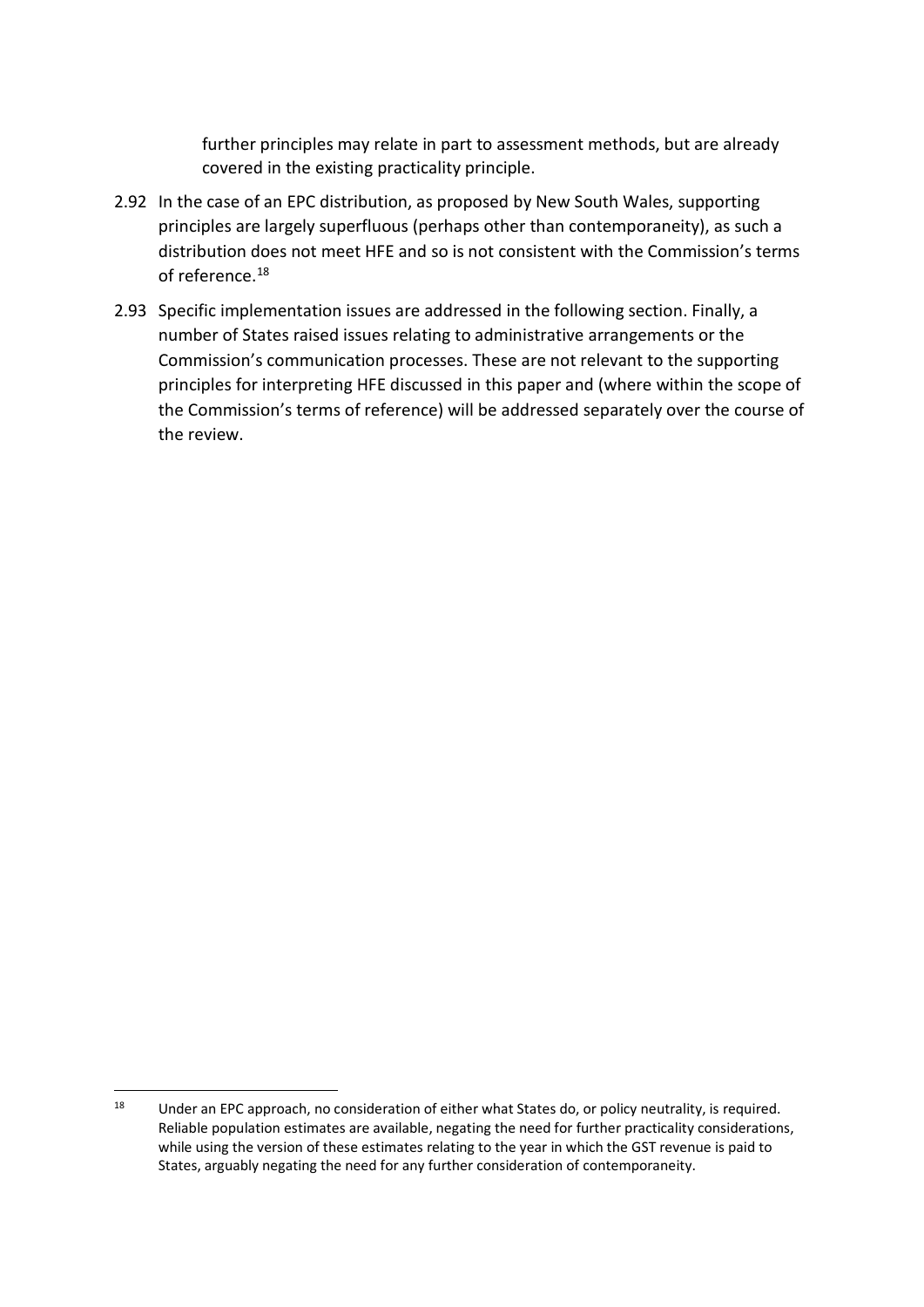further principles may relate in part to assessment methods, but are already covered in the existing practicality principle.

2.92 In the case of an EPC distribution, as proposed by New South Wales, supporting principles are largely superfluous (perhaps other than contemporaneity), as such a distribution does not meet HFE and so is not consistent with the Commission's terms of reference.[18]

2.93 Specific implementation issues are addressed in the following section. Finally, a number of States raised issues relating to administrative arrangements or the Commission's communication processes. These are not relevant to the supporting principles for interpreting HFE discussed in this paper and (where within the scope of the Commission's terms of reference) will be addressed separately over the course of the review.

---

[18] Under an EPC approach, no consideration of either what States do, or policy neutrality, is required. Reliable population estimates are available, negating the need for further practicality considerations, while using the version of these estimates relating to the year in which the GST revenue is paid to States, arguably negating the need for any further consideration of contemporaneity.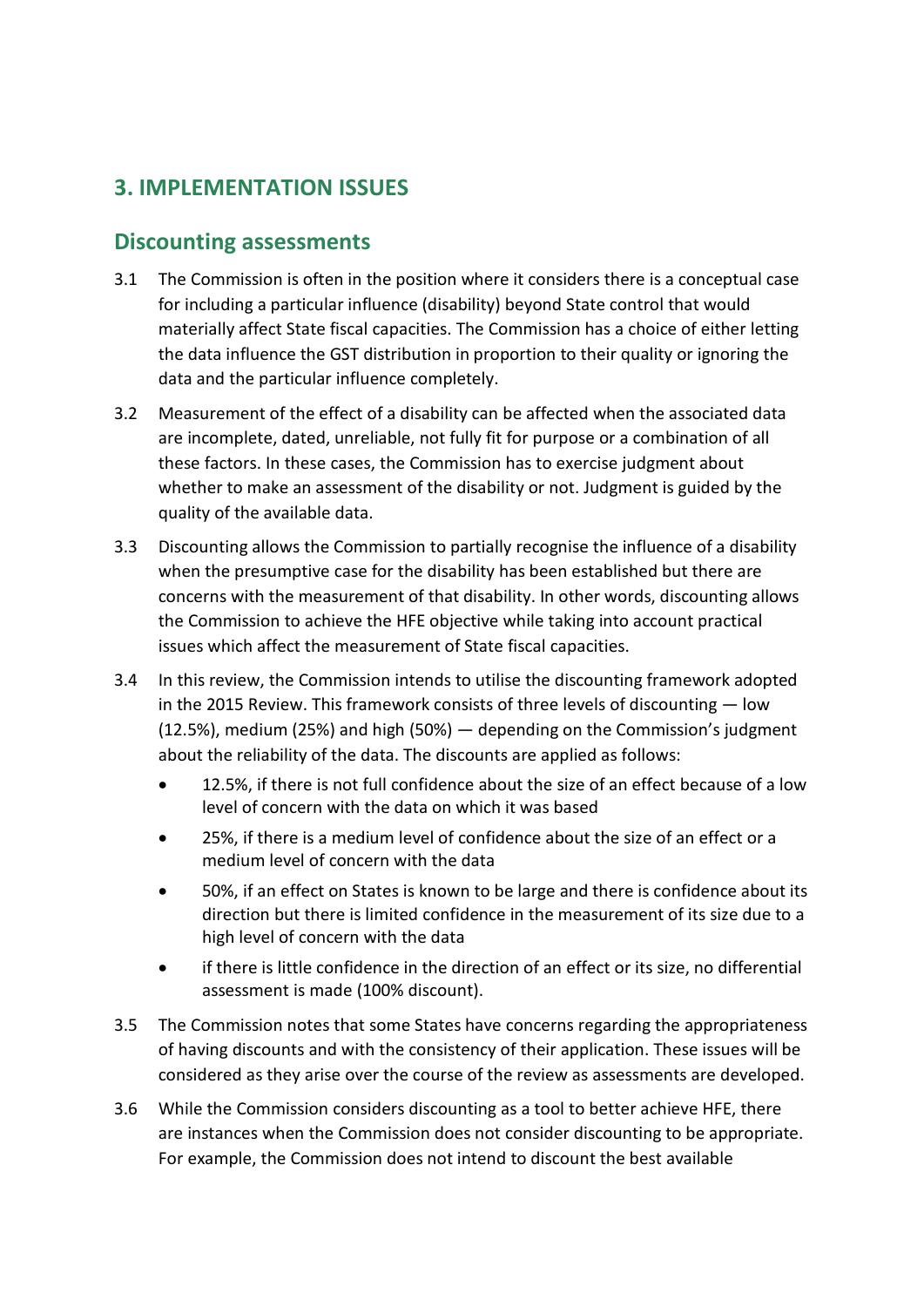# 3. IMPLEMENTATION ISSUES

## Discounting assessments

3.1 The Commission is often in the position where it considers there is a conceptual case for including a particular influence (disability) beyond State control that would materially affect State fiscal capacities. The Commission has a choice of either letting the data influence the GST distribution in proportion to their quality or ignoring the data and the particular influence completely.

3.2 Measurement of the effect of a disability can be affected when the associated data are incomplete, dated, unreliable, not fully fit for purpose or a combination of all these factors. In these cases, the Commission has to exercise judgment about whether to make an assessment of the disability or not. Judgment is guided by the quality of the available data.

3.3 Discounting allows the Commission to partially recognise the influence of a disability when the presumptive case for the disability has been established but there are concerns with the measurement of that disability. In other words, discounting allows the Commission to achieve the HFE objective while taking into account practical issues which affect the measurement of State fiscal capacities.

3.4 In this review, the Commission intends to utilise the discounting framework adopted in the 2015 Review. This framework consists of three levels of discounting — low (12.5%), medium (25%) and high (50%) — depending on the Commission's judgment about the reliability of the data. The discounts are applied as follows:

- 12.5%, if there is not full confidence about the size of an effect because of a low level of concern with the data on which it was based
- 25%, if there is a medium level of confidence about the size of an effect or a medium level of concern with the data
- 50%, if an effect on States is known to be large and there is confidence about its direction but there is limited confidence in the measurement of its size due to a high level of concern with the data
- if there is little confidence in the direction of an effect or its size, no differential assessment is made (100% discount).

3.5 The Commission notes that some States have concerns regarding the appropriateness of having discounts and with the consistency of their application. These issues will be considered as they arise over the course of the review as assessments are developed.

3.6 While the Commission considers discounting as a tool to better achieve HFE, there are instances when the Commission does not consider discounting to be appropriate. For example, the Commission does not intend to discount the best available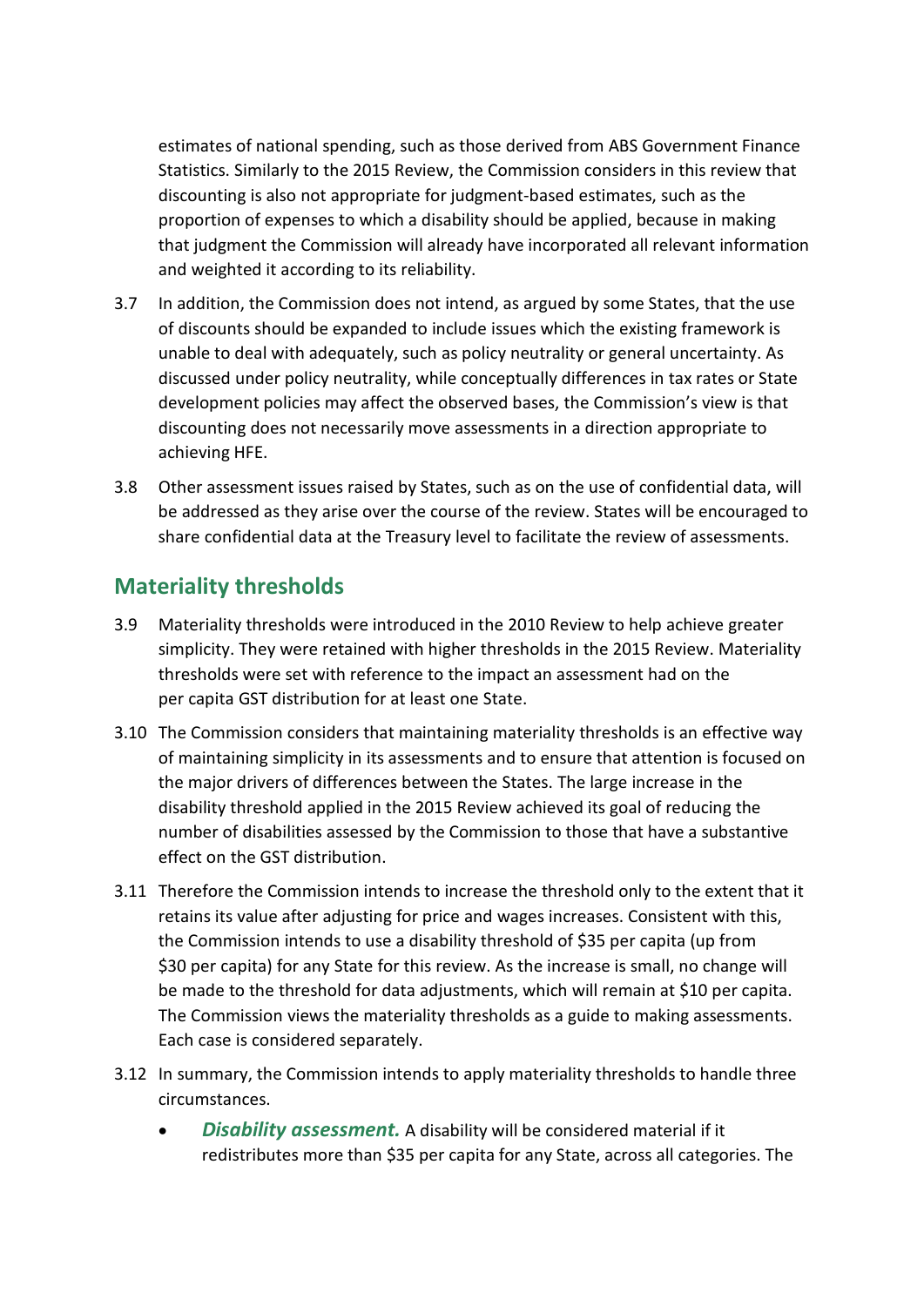estimates of national spending, such as those derived from ABS Government Finance Statistics. Similarly to the 2015 Review, the Commission considers in this review that discounting is also not appropriate for judgment-based estimates, such as the proportion of expenses to which a disability should be applied, because in making that judgment the Commission will already have incorporated all relevant information and weighted it according to its reliability.

3.7 In addition, the Commission does not intend, as argued by some States, that the use of discounts should be expanded to include issues which the existing framework is unable to deal with adequately, such as policy neutrality or general uncertainty. As discussed under policy neutrality, while conceptually differences in tax rates or State development policies may affect the observed bases, the Commission's view is that discounting does not necessarily move assessments in a direction appropriate to achieving HFE.

3.8 Other assessment issues raised by States, such as on the use of confidential data, will be addressed as they arise over the course of the review. States will be encouraged to share confidential data at the Treasury level to facilitate the review of assessments.

## Materiality thresholds

3.9 Materiality thresholds were introduced in the 2010 Review to help achieve greater simplicity. They were retained with higher thresholds in the 2015 Review. Materiality thresholds were set with reference to the impact an assessment had on the per capita GST distribution for at least one State.

3.10 The Commission considers that maintaining materiality thresholds is an effective way of maintaining simplicity in its assessments and to ensure that attention is focused on the major drivers of differences between the States. The large increase in the disability threshold applied in the 2015 Review achieved its goal of reducing the number of disabilities assessed by the Commission to those that have a substantive effect on the GST distribution.

3.11 Therefore the Commission intends to increase the threshold only to the extent that it retains its value after adjusting for price and wages increases. Consistent with this, the Commission intends to use a disability threshold of $35 per capita (up from $30 per capita) for any State for this review. As the increase is small, no change will be made to the threshold for data adjustments, which will remain at $10 per capita. The Commission views the materiality thresholds as a guide to making assessments. Each case is considered separately.

3.12 In summary, the Commission intends to apply materiality thresholds to handle three circumstances.

- ***Disability assessment.*** A disability will be considered material if it redistributes more than $35 per capita for any State, across all categories. The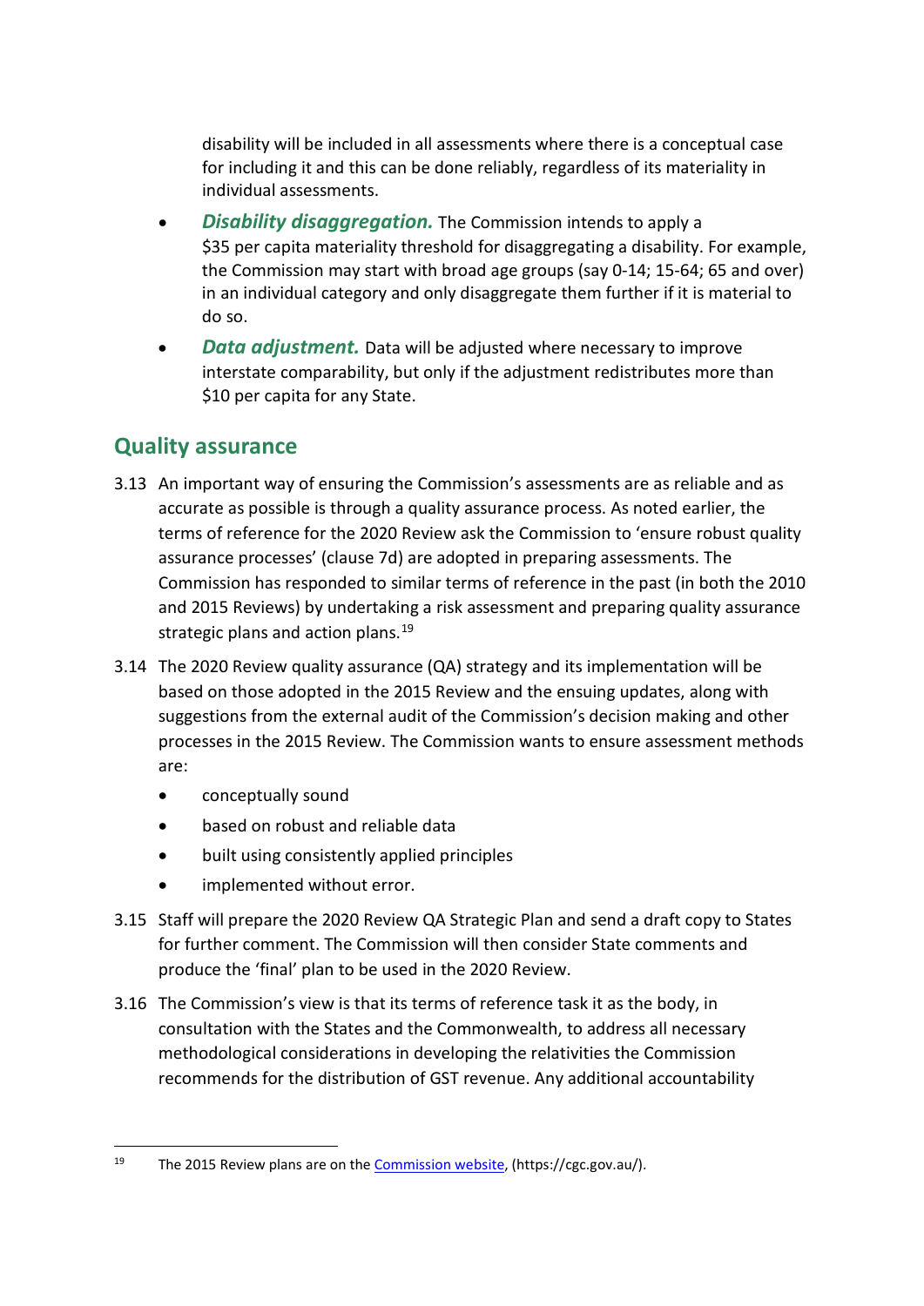disability will be included in all assessments where there is a conceptual case for including it and this can be done reliably, regardless of its materiality in individual assessments.

- ***Disability disaggregation.*** The Commission intends to apply a $35 per capita materiality threshold for disaggregating a disability. For example, the Commission may start with broad age groups (say 0-14; 15-64; 65 and over) in an individual category and only disaggregate them further if it is material to do so.
- ***Data adjustment.*** Data will be adjusted where necessary to improve interstate comparability, but only if the adjustment redistributes more than $10 per capita for any State.

## Quality assurance

3.13 An important way of ensuring the Commission's assessments are as reliable and as accurate as possible is through a quality assurance process. As noted earlier, the terms of reference for the 2020 Review ask the Commission to 'ensure robust quality assurance processes' (clause 7d) are adopted in preparing assessments. The Commission has responded to similar terms of reference in the past (in both the 2010 and 2015 Reviews) by undertaking a risk assessment and preparing quality assurance strategic plans and action plans.[19]

3.14 The 2020 Review quality assurance (QA) strategy and its implementation will be based on those adopted in the 2015 Review and the ensuing updates, along with suggestions from the external audit of the Commission's decision making and other processes in the 2015 Review. The Commission wants to ensure assessment methods are:

- conceptually sound
- based on robust and reliable data
- built using consistently applied principles
- implemented without error.

3.15 Staff will prepare the 2020 Review QA Strategic Plan and send a draft copy to States for further comment. The Commission will then consider State comments and produce the 'final' plan to be used in the 2020 Review.

3.16 The Commission's view is that its terms of reference task it as the body, in consultation with the States and the Commonwealth, to address all necessary methodological considerations in developing the relativities the Commission recommends for the distribution of GST revenue. Any additional accountability

[19] The 2015 Review plans are on the Commission website, (https://cgc.gov.au/).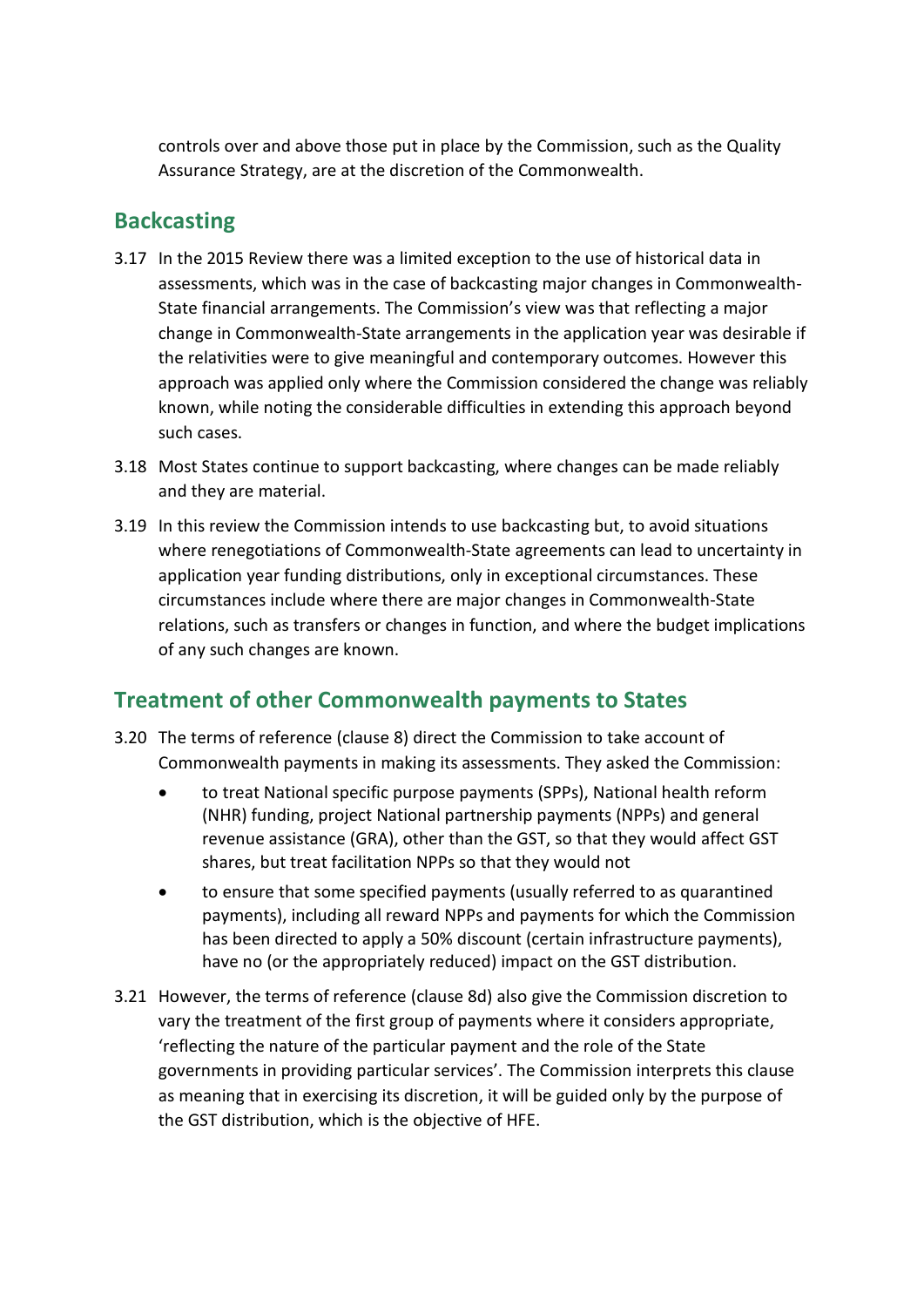controls over and above those put in place by the Commission, such as the Quality Assurance Strategy, are at the discretion of the Commonwealth.

## Backcasting

3.17 In the 2015 Review there was a limited exception to the use of historical data in assessments, which was in the case of backcasting major changes in Commonwealth-State financial arrangements. The Commission's view was that reflecting a major change in Commonwealth-State arrangements in the application year was desirable if the relativities were to give meaningful and contemporary outcomes. However this approach was applied only where the Commission considered the change was reliably known, while noting the considerable difficulties in extending this approach beyond such cases.

3.18 Most States continue to support backcasting, where changes can be made reliably and they are material.

3.19 In this review the Commission intends to use backcasting but, to avoid situations where renegotiations of Commonwealth-State agreements can lead to uncertainty in application year funding distributions, only in exceptional circumstances. These circumstances include where there are major changes in Commonwealth-State relations, such as transfers or changes in function, and where the budget implications of any such changes are known.

## Treatment of other Commonwealth payments to States

3.20 The terms of reference (clause 8) direct the Commission to take account of Commonwealth payments in making its assessments. They asked the Commission:

- to treat National specific purpose payments (SPPs), National health reform (NHR) funding, project National partnership payments (NPPs) and general revenue assistance (GRA), other than the GST, so that they would affect GST shares, but treat facilitation NPPs so that they would not
- to ensure that some specified payments (usually referred to as quarantined payments), including all reward NPPs and payments for which the Commission has been directed to apply a 50% discount (certain infrastructure payments), have no (or the appropriately reduced) impact on the GST distribution.

3.21 However, the terms of reference (clause 8d) also give the Commission discretion to vary the treatment of the first group of payments where it considers appropriate, 'reflecting the nature of the particular payment and the role of the State governments in providing particular services'. The Commission interprets this clause as meaning that in exercising its discretion, it will be guided only by the purpose of the GST distribution, which is the objective of HFE.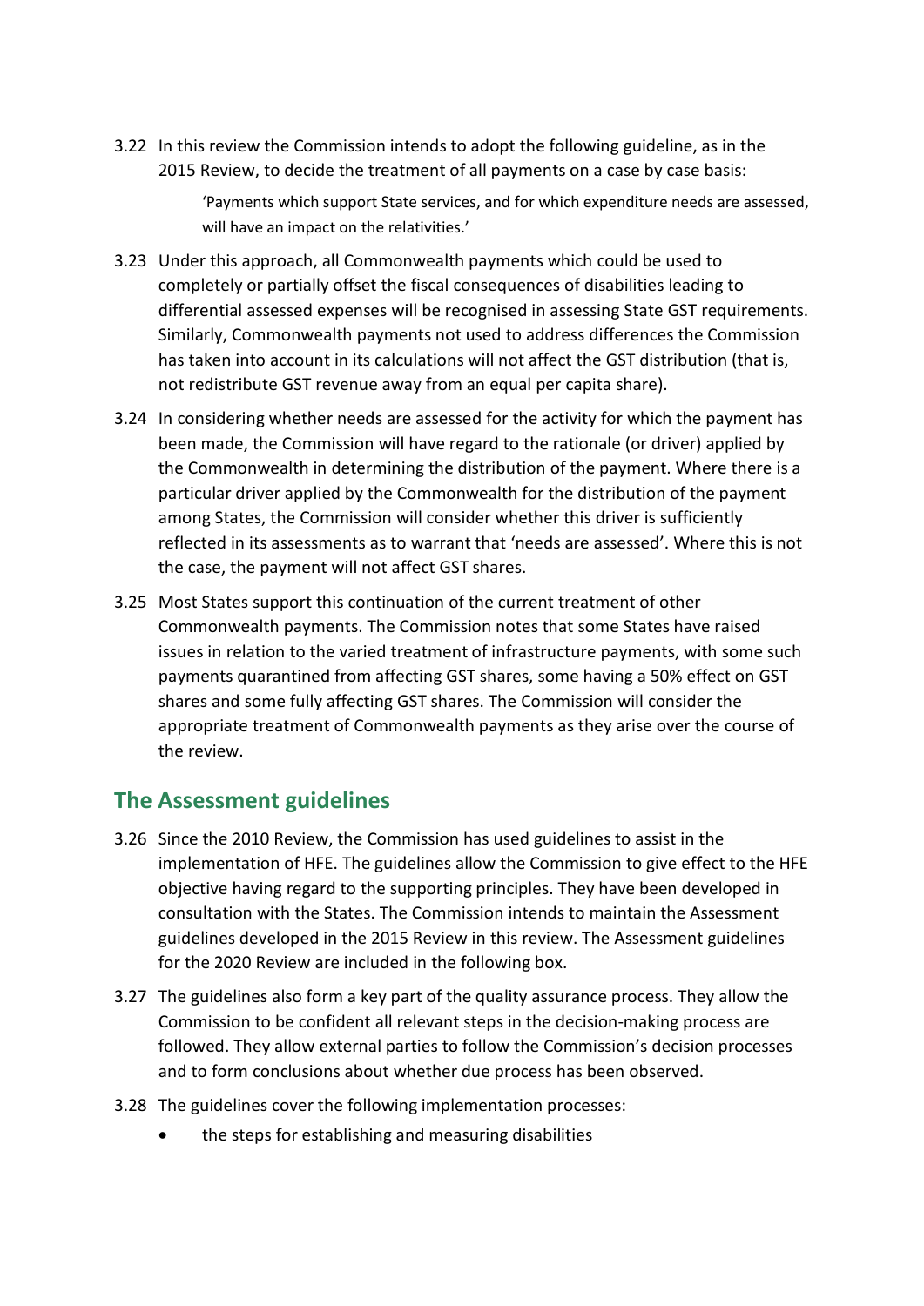3.22 In this review the Commission intends to adopt the following guideline, as in the 2015 Review, to decide the treatment of all payments on a case by case basis:

> 'Payments which support State services, and for which expenditure needs are assessed, will have an impact on the relativities.'

3.23 Under this approach, all Commonwealth payments which could be used to completely or partially offset the fiscal consequences of disabilities leading to differential assessed expenses will be recognised in assessing State GST requirements. Similarly, Commonwealth payments not used to address differences the Commission has taken into account in its calculations will not affect the GST distribution (that is, not redistribute GST revenue away from an equal per capita share).

3.24 In considering whether needs are assessed for the activity for which the payment has been made, the Commission will have regard to the rationale (or driver) applied by the Commonwealth in determining the distribution of the payment. Where there is a particular driver applied by the Commonwealth for the distribution of the payment among States, the Commission will consider whether this driver is sufficiently reflected in its assessments as to warrant that 'needs are assessed'. Where this is not the case, the payment will not affect GST shares.

3.25 Most States support this continuation of the current treatment of other Commonwealth payments. The Commission notes that some States have raised issues in relation to the varied treatment of infrastructure payments, with some such payments quarantined from affecting GST shares, some having a 50% effect on GST shares and some fully affecting GST shares. The Commission will consider the appropriate treatment of Commonwealth payments as they arise over the course of the review.

## The Assessment guidelines

3.26 Since the 2010 Review, the Commission has used guidelines to assist in the implementation of HFE. The guidelines allow the Commission to give effect to the HFE objective having regard to the supporting principles. They have been developed in consultation with the States. The Commission intends to maintain the Assessment guidelines developed in the 2015 Review in this review. The Assessment guidelines for the 2020 Review are included in the following box.

3.27 The guidelines also form a key part of the quality assurance process. They allow the Commission to be confident all relevant steps in the decision-making process are followed. They allow external parties to follow the Commission's decision processes and to form conclusions about whether due process has been observed.

3.28 The guidelines cover the following implementation processes:

- the steps for establishing and measuring disabilities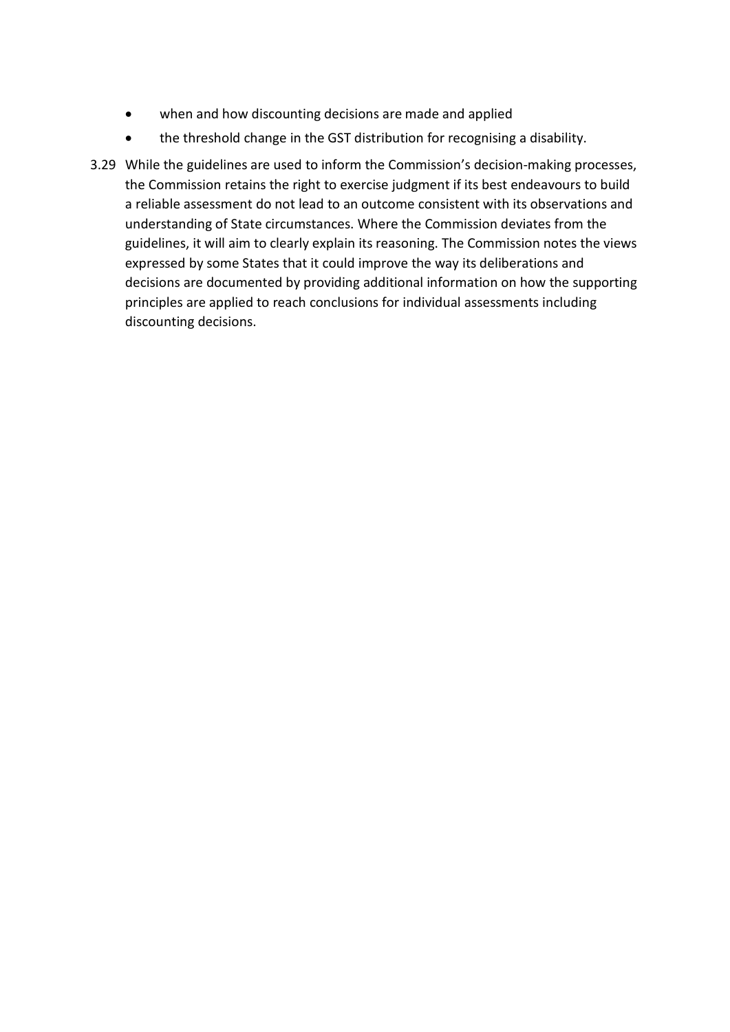- when and how discounting decisions are made and applied
- the threshold change in the GST distribution for recognising a disability.

3.29 While the guidelines are used to inform the Commission's decision-making processes, the Commission retains the right to exercise judgment if its best endeavours to build a reliable assessment do not lead to an outcome consistent with its observations and understanding of State circumstances. Where the Commission deviates from the guidelines, it will aim to clearly explain its reasoning. The Commission notes the views expressed by some States that it could improve the way its deliberations and decisions are documented by providing additional information on how the supporting principles are applied to reach conclusions for individual assessments including discounting decisions.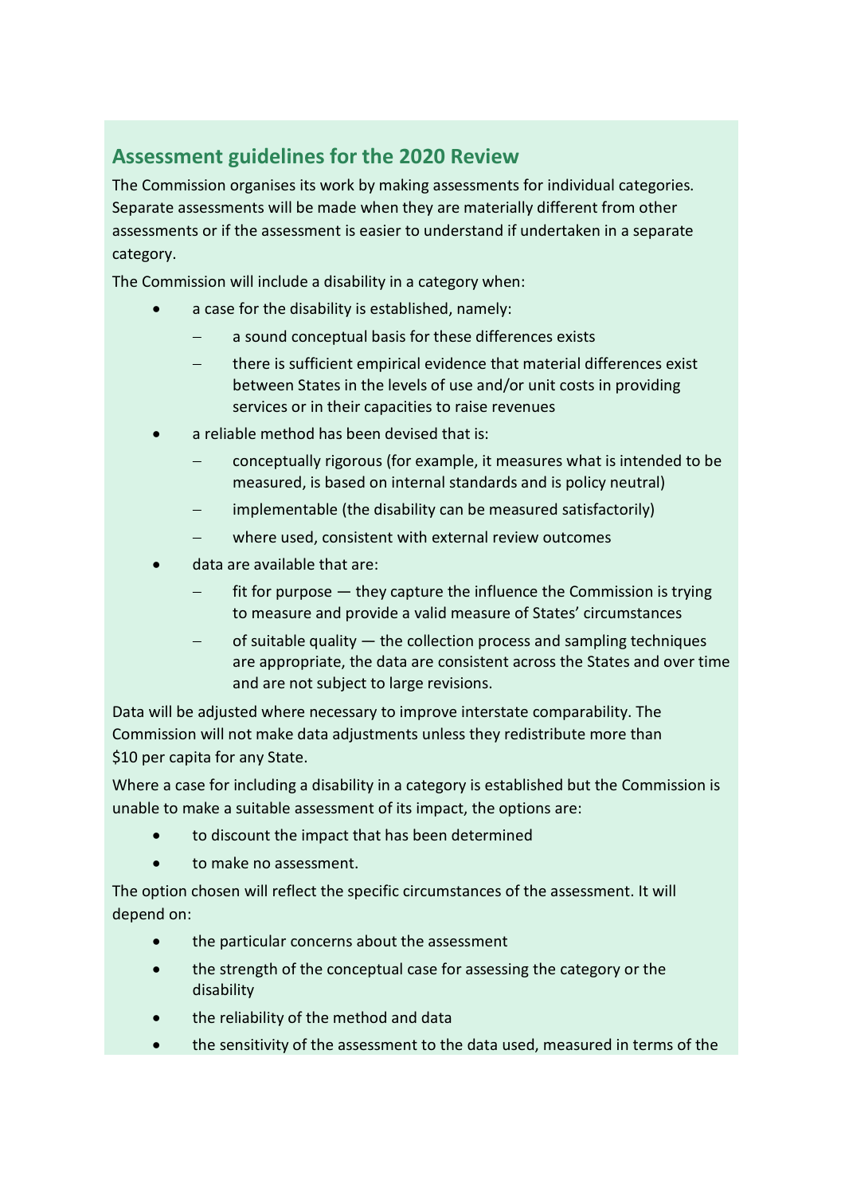## Assessment guidelines for the 2020 Review

The Commission organises its work by making assessments for individual categories. Separate assessments will be made when they are materially different from other assessments or if the assessment is easier to understand if undertaken in a separate category.

The Commission will include a disability in a category when:

- a case for the disability is established, namely:
  - a sound conceptual basis for these differences exists
  - there is sufficient empirical evidence that material differences exist between States in the levels of use and/or unit costs in providing services or in their capacities to raise revenues
- a reliable method has been devised that is:
  - conceptually rigorous (for example, it measures what is intended to be measured, is based on internal standards and is policy neutral)
  - implementable (the disability can be measured satisfactorily)
  - where used, consistent with external review outcomes
- data are available that are:
  - fit for purpose — they capture the influence the Commission is trying to measure and provide a valid measure of States' circumstances
  - of suitable quality — the collection process and sampling techniques are appropriate, the data are consistent across the States and over time and are not subject to large revisions.

Data will be adjusted where necessary to improve interstate comparability. The Commission will not make data adjustments unless they redistribute more than $10 per capita for any State.

Where a case for including a disability in a category is established but the Commission is unable to make a suitable assessment of its impact, the options are:

- to discount the impact that has been determined
- to make no assessment.

The option chosen will reflect the specific circumstances of the assessment. It will depend on:

- the particular concerns about the assessment
- the strength of the conceptual case for assessing the category or the disability
- the reliability of the method and data
- the sensitivity of the assessment to the data used, measured in terms of the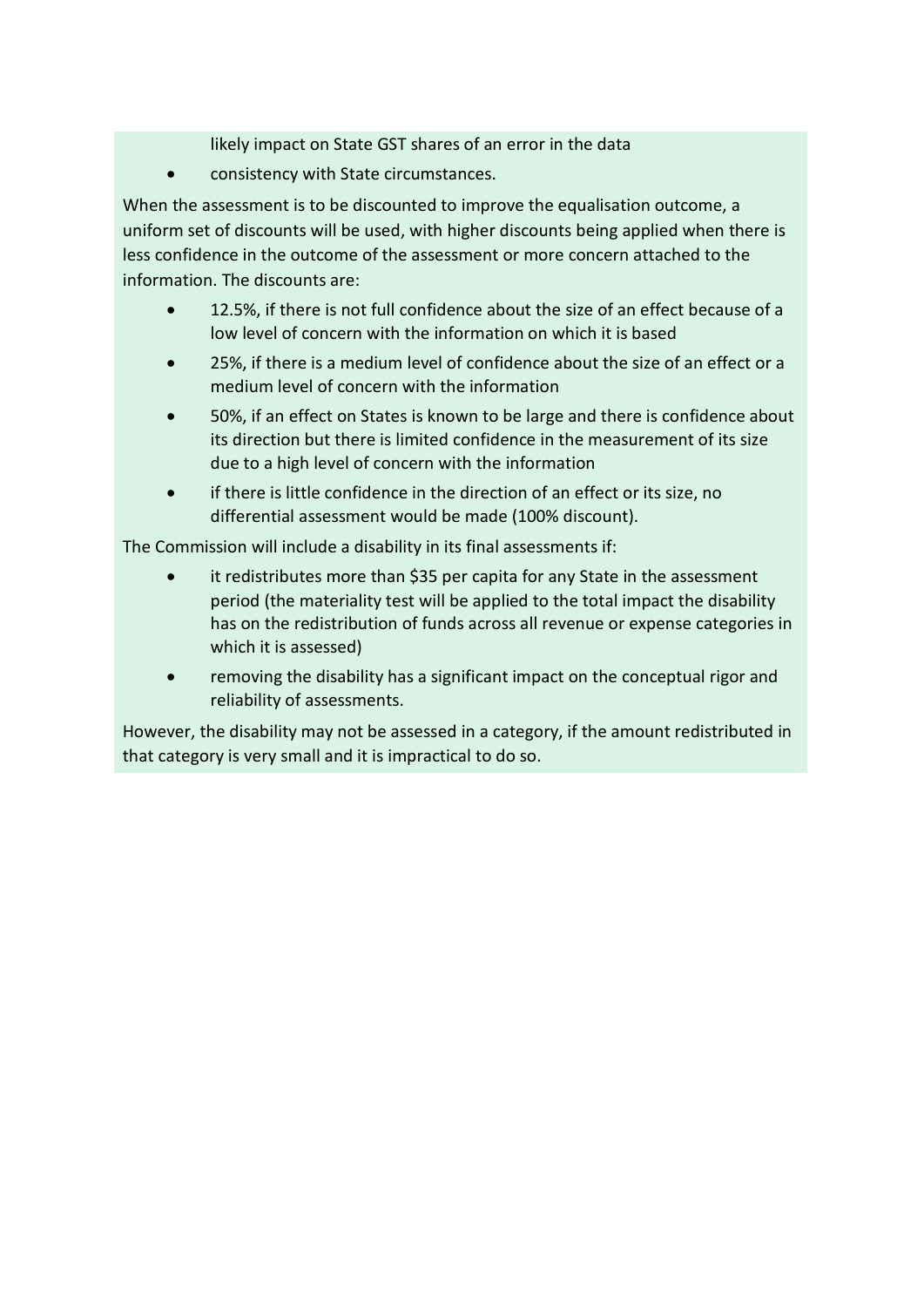likely impact on State GST shares of an error in the data

- consistency with State circumstances.

When the assessment is to be discounted to improve the equalisation outcome, a uniform set of discounts will be used, with higher discounts being applied when there is less confidence in the outcome of the assessment or more concern attached to the information. The discounts are:

- 12.5%, if there is not full confidence about the size of an effect because of a low level of concern with the information on which it is based
- 25%, if there is a medium level of confidence about the size of an effect or a medium level of concern with the information
- 50%, if an effect on States is known to be large and there is confidence about its direction but there is limited confidence in the measurement of its size due to a high level of concern with the information
- if there is little confidence in the direction of an effect or its size, no differential assessment would be made (100% discount).

The Commission will include a disability in its final assessments if:

- it redistributes more than $35 per capita for any State in the assessment period (the materiality test will be applied to the total impact the disability has on the redistribution of funds across all revenue or expense categories in which it is assessed)
- removing the disability has a significant impact on the conceptual rigor and reliability of assessments.

However, the disability may not be assessed in a category, if the amount redistributed in that category is very small and it is impractical to do so.